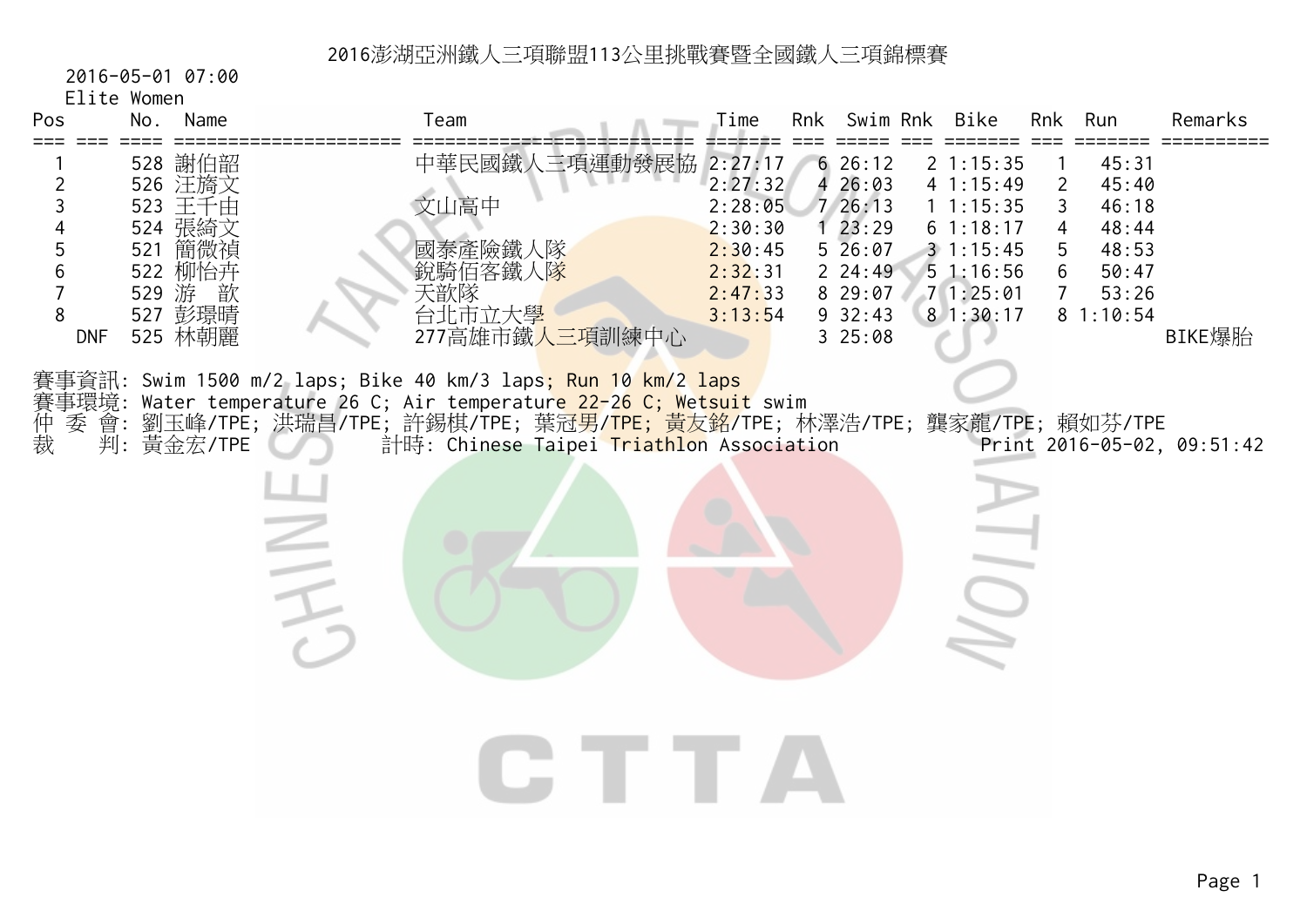# 2016澎湖亞洲鐵人三項聯盟113公里挑戰賽暨全國鐵人三項錦標賽

2016-05-01 07:00

Elite Women

| Pos | No. | Name | Team | Time | Rnk | Swim | Rnk | Bike | Rnk | Run | Remarks |
|---|---|---|---|---|---|---|---|---|---|---|---|
| 1 | 528 | 謝伯韶 | 中華民國鐵人三項運動發展協 | 2:27:17 | 6 | 26:12 | 2 | 1:15:35 | 1 | 45:31 | |
| 2 | 526 | 汪旖文 | | 2:27:32 | 4 | 26:03 | 4 | 1:15:49 | 2 | 45:40 | |
| 3 | 523 | 王千由 | 文山高中 | 2:28:05 | 7 | 26:13 | 1 | 1:15:35 | 3 | 46:18 | |
| 4 | 524 | 張綺文 | | 2:30:30 | 1 | 23:29 | 6 | 1:18:17 | 4 | 48:44 | |
| 5 | 521 | 簡微禎 | 國泰產險鐵人隊 | 2:30:45 | 5 | 26:07 | 3 | 1:15:45 | 5 | 48:53 | |
| 6 | 522 | 柳怡卉 | 銳騎佰客鐵人隊 | 2:32:31 | 2 | 24:49 | 5 | 1:16:56 | 6 | 50:47 | |
| 7 | 529 | 游 歆 | 天歆隊 | 2:47:33 | 8 | 29:07 | 7 | 1:25:01 | 7 | 53:26 | |
| 8 | 527 | 彭璟晴 | 台北市立大學 | 3:13:54 | 9 | 32:43 | 8 | 1:30:17 | 8 | 1:10:54 | |
| DNF | 525 | 林朝麗 | 277高雄市鐵人三項訓練中心 | | 3 | 25:08 | | | | | BIKE爆胎 |

賽事資訊: Swim 1500 m/2 laps; Bike 40 km/3 laps; Run 10 km/2 laps

賽事環境: Water temperature 26 C; Air temperature 22-26 C; Wetsuit swim

仲 委 會: 劉玉峰/TPE; 洪瑞昌/TPE; 許錫棋/TPE; 葉冠男/TPE; 黃友銘/TPE; 林澤浩/TPE; 龔家龍/TPE; 賴如芬/TPE

裁　　判: 黃金宏/TPE　　計時: Chinese Taipei Triathlon Association　　Print 2016-05-02, 09:51:42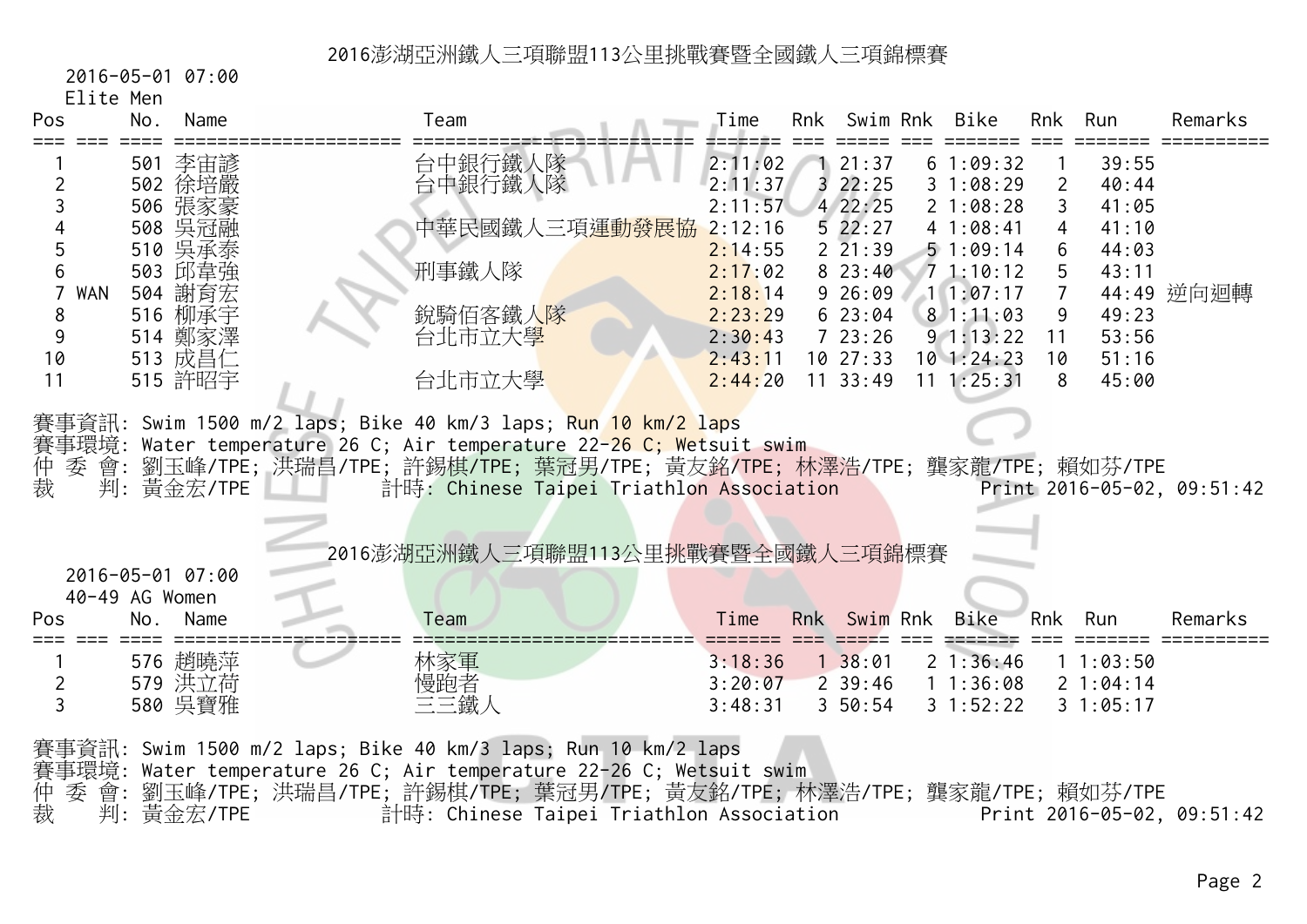## 2016澎湖亞洲鐵人三項聯盟113公里挑戰賽暨全國鐵人三項錦標賽

2016-05-01 07:00

Elite Men

| Pos | | No. | Name | Team | Time | Rnk | Swim | Rnk | Bike | Rnk | Run | Remarks |
|---|---|---|---|---|---|---|---|---|---|---|---|---|
| 1 | | 501 | 李宙諺 | 台中銀行鐵人隊 | 2:11:02 | 1 | 21:37 | 6 | 1:09:32 | 1 | 39:55 | |
| 2 | | 502 | 徐培嚴 | 台中銀行鐵人隊 | 2:11:37 | 3 | 22:25 | 3 | 1:08:29 | 2 | 40:44 | |
| 3 | | 506 | 張家豪 | | 2:11:57 | 4 | 22:25 | 2 | 1:08:28 | 3 | 41:05 | |
| 4 | | 508 | 吳冠融 | 中華民國鐵人三項運動發展協 | 2:12:16 | 5 | 22:27 | 4 | 1:08:41 | 4 | 41:10 | |
| 5 | | 510 | 吳承泰 | | 2:14:55 | 2 | 21:39 | 5 | 1:09:14 | 6 | 44:03 | |
| 6 | | 503 | 邱韋強 | 刑事鐵人隊 | 2:17:02 | 8 | 23:40 | 7 | 1:10:12 | 5 | 43:11 | |
| 7 | WAN | 504 | 謝育宏 | | 2:18:14 | 9 | 26:09 | 1 | 1:07:17 | 7 | 44:49 | 逆向迴轉 |
| 8 | | 516 | 柳承宇 | 銳騎佰客鐵人隊 | 2:23:29 | 6 | 23:04 | 8 | 1:11:03 | 9 | 49:23 | |
| 9 | | 514 | 鄭家澤 | 台北市立大學 | 2:30:43 | 7 | 23:26 | 9 | 1:13:22 | 11 | 53:56 | |
| 10 | | 513 | 成昌仁 | | 2:43:11 | 10 | 27:33 | 10 | 1:24:23 | 10 | 51:16 | |
| 11 | | 515 | 許昭宇 | 台北市立大學 | 2:44:20 | 11 | 33:49 | 11 | 1:25:31 | 8 | 45:00 | |

賽事資訊: Swim 1500 m/2 laps; Bike 40 km/3 laps; Run 10 km/2 laps
賽事環境: Water temperature 26 C; Air temperature 22-26 C; Wetsuit swim
仲 委 會: 劉玉峰/TPE; 洪瑞昌/TPE; 許錫棋/TPE; 葉冠男/TPE; 黃友銘/TPE; 林澤浩/TPE; 龔家龍/TPE; 賴如芬/TPE
裁 判: 黃金宏/TPE 計時: Chinese Taipei Triathlon Association Print 2016-05-02, 09:51:42

## 2016澎湖亞洲鐵人三項聯盟113公里挑戰賽暨全國鐵人三項錦標賽

2016-05-01 07:00

40-49 AG Women

| Pos | | No. | Name | Team | Time | Rnk | Swim | Rnk | Bike | Rnk | Run | Remarks |
|---|---|---|---|---|---|---|---|---|---|---|---|---|
| 1 | | 576 | 趙曉萍 | 林家軍 | 3:18:36 | 1 | 38:01 | 2 | 1:36:46 | 1 | 1:03:50 | |
| 2 | | 579 | 洪立荷 | 慢跑者 | 3:20:07 | 2 | 39:46 | 1 | 1:36:08 | 2 | 1:04:14 | |
| 3 | | 580 | 吳寶雅 | 三三鐵人 | 3:48:31 | 3 | 50:54 | 3 | 1:52:22 | 3 | 1:05:17 | |

賽事資訊: Swim 1500 m/2 laps; Bike 40 km/3 laps; Run 10 km/2 laps
賽事環境: Water temperature 26 C; Air temperature 22-26 C; Wetsuit swim
仲 委 會: 劉玉峰/TPE; 洪瑞昌/TPE; 許錫棋/TPE; 葉冠男/TPE; 黃友銘/TPE; 林澤浩/TPE; 龔家龍/TPE; 賴如芬/TPE
裁 判: 黃金宏/TPE 計時: Chinese Taipei Triathlon Association Print 2016-05-02, 09:51:42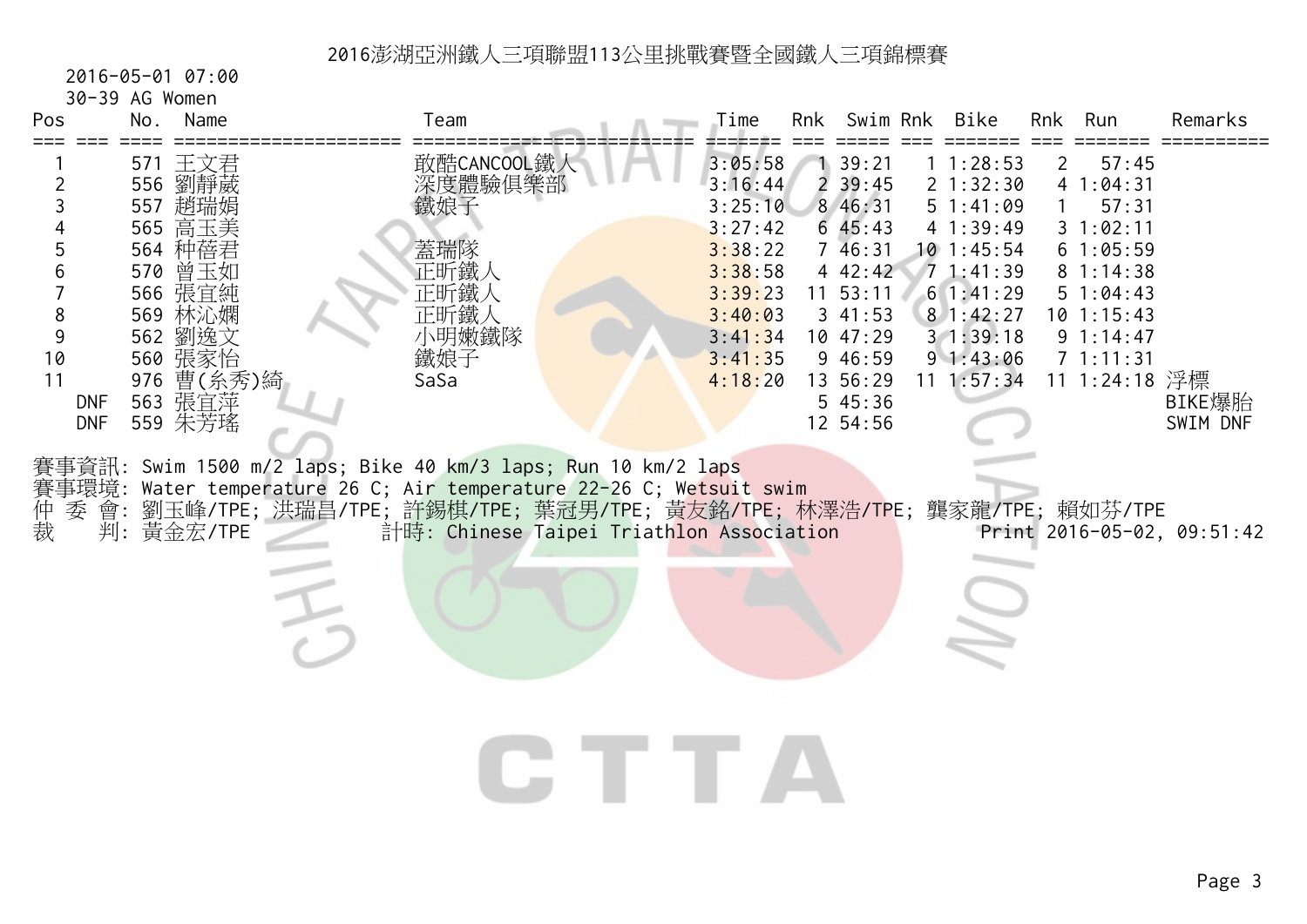# 2016澎湖亞洲鐵人三項聯盟113公里挑戰賽暨全國鐵人三項錦標賽

2016-05-01 07:00

30-39 AG Women

| Pos | No. | Name | Team | Time | Rnk | Swim | Rnk | Bike | Rnk | Run | Remarks |
|---|---|---|---|---|---|---|---|---|---|---|---|
| 1 | 571 | 王文君 | 敢酷CANCOOL鐵人 | 3:05:58 | 1 | 39:21 | 1 | 1:28:53 | 2 | 57:45 | |
| 2 | 556 | 劉靜葳 | 深度體驗俱樂部 | 3:16:44 | 2 | 39:45 | 2 | 1:32:30 | 4 | 1:04:31 | |
| 3 | 557 | 趙瑞娟 | 鐵娘子 | 3:25:10 | 8 | 46:31 | 5 | 1:41:09 | 1 | 57:31 | |
| 4 | 565 | 高玉美 | | 3:27:42 | 6 | 45:43 | 4 | 1:39:49 | 3 | 1:02:11 | |
| 5 | 564 | 种蓓君 | 蓋瑞隊 | 3:38:22 | 7 | 46:31 | 10 | 1:45:54 | 6 | 1:05:59 | |
| 6 | 570 | 曾玉如 | 正昕鐵人 | 3:38:58 | 4 | 42:42 | 7 | 1:41:39 | 8 | 1:14:38 | |
| 7 | 566 | 張宜純 | 正昕鐵人 | 3:39:23 | 11 | 53:11 | 6 | 1:41:29 | 5 | 1:04:43 | |
| 8 | 569 | 林沁嫻 | 正昕鐵人 | 3:40:03 | 3 | 41:53 | 8 | 1:42:27 | 10 | 1:15:43 | |
| 9 | 562 | 劉逸文 | 小明嫩鐵隊 | 3:41:34 | 10 | 47:29 | 3 | 1:39:18 | 9 | 1:14:47 | |
| 10 | 560 | 張家怡 | 鐵娘子 | 3:41:35 | 9 | 46:59 | 9 | 1:43:06 | 7 | 1:11:31 | |
| 11 | 976 | 曹(糸秀)綺 | SaSa | 4:18:20 | 13 | 56:29 | 11 | 1:57:34 | 11 | 1:24:18 | 浮標 |
| DNF | 563 | 張宜萍 | | | 5 | 45:36 | | | | | BIKE爆胎 |
| DNF | 559 | 朱芳瑤 | | | 12 | 54:56 | | | | | SWIM DNF |

賽事資訊: Swim 1500 m/2 laps; Bike 40 km/3 laps; Run 10 km/2 laps

賽事環境: Water temperature 26 C; Air temperature 22-26 C; Wetsuit swim

仲 委 會: 劉玉峰/TPE; 洪瑞昌/TPE; 許錫棋/TPE; 葉冠男/TPE; 黃友銘/TPE; 林澤浩/TPE; 龔家龍/TPE; 賴如芬/TPE

裁　 判: 黃金宏/TPE　　計時: Chinese Taipei Triathlon Association　　Print 2016-05-02, 09:51:42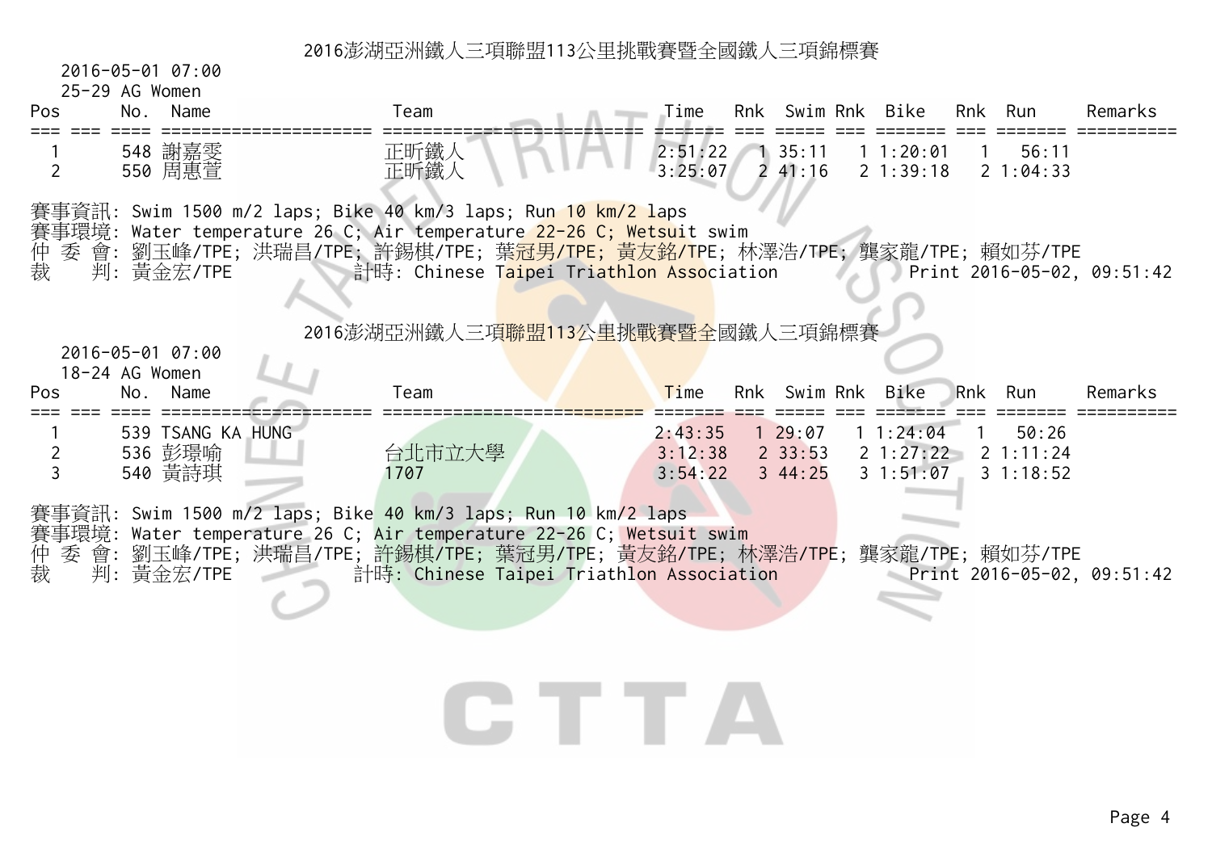## 2016澎湖亞洲鐵人三項聯盟113公里挑戰賽暨全國鐵人三項錦標賽

2016-05-01 07:00

25-29 AG Women

| Pos | No. | Name | Team | Time | Rnk | Swim | Rnk | Bike | Rnk | Run | Remarks |
|---|---|---|---|---|---|---|---|---|---|---|---|
| 1 | 548 | 謝嘉雯 | 正昕鐵人 | 2:51:22 | 1 | 35:11 | 1 | 1:20:01 | 1 | 56:11 | |
| 2 | 550 | 周惠萱 | 正昕鐵人 | 3:25:07 | 2 | 41:16 | 2 | 1:39:18 | 2 | 1:04:33 | |

賽事資訊: Swim 1500 m/2 laps; Bike 40 km/3 laps; Run 10 km/2 laps
賽事環境: Water temperature 26 C; Air temperature 22-26 C; Wetsuit swim
仲 委 會: 劉玉峰/TPE; 洪瑞昌/TPE; 許錫棋/TPE; 葉冠男/TPE; 黃友銘/TPE; 林澤浩/TPE; 龔家龍/TPE; 賴如芬/TPE
裁　　判: 黃金宏/TPE　　計時: Chinese Taipei Triathlon Association　　Print 2016-05-02, 09:51:42

## 2016澎湖亞洲鐵人三項聯盟113公里挑戰賽暨全國鐵人三項錦標賽

2016-05-01 07:00

18-24 AG Women

| Pos | No. | Name | Team | Time | Rnk | Swim | Rnk | Bike | Rnk | Run | Remarks |
|---|---|---|---|---|---|---|---|---|---|---|---|
| 1 | 539 | TSANG KA HUNG | | 2:43:35 | 1 | 29:07 | 1 | 1:24:04 | 1 | 50:26 | |
| 2 | 536 | 彭璟喻 | 台北市立大學 | 3:12:38 | 2 | 33:53 | 2 | 1:27:22 | 2 | 1:11:24 | |
| 3 | 540 | 黃詩琪 | 1707 | 3:54:22 | 3 | 44:25 | 3 | 1:51:07 | 3 | 1:18:52 | |

賽事資訊: Swim 1500 m/2 laps; Bike 40 km/3 laps; Run 10 km/2 laps
賽事環境: Water temperature 26 C; Air temperature 22-26 C; Wetsuit swim
仲 委 會: 劉玉峰/TPE; 洪瑞昌/TPE; 許錫棋/TPE; 葉冠男/TPE; 黃友銘/TPE; 林澤浩/TPE; 龔家龍/TPE; 賴如芬/TPE
裁　　判: 黃金宏/TPE　　計時: Chinese Taipei Triathlon Association　　Print 2016-05-02, 09:51:42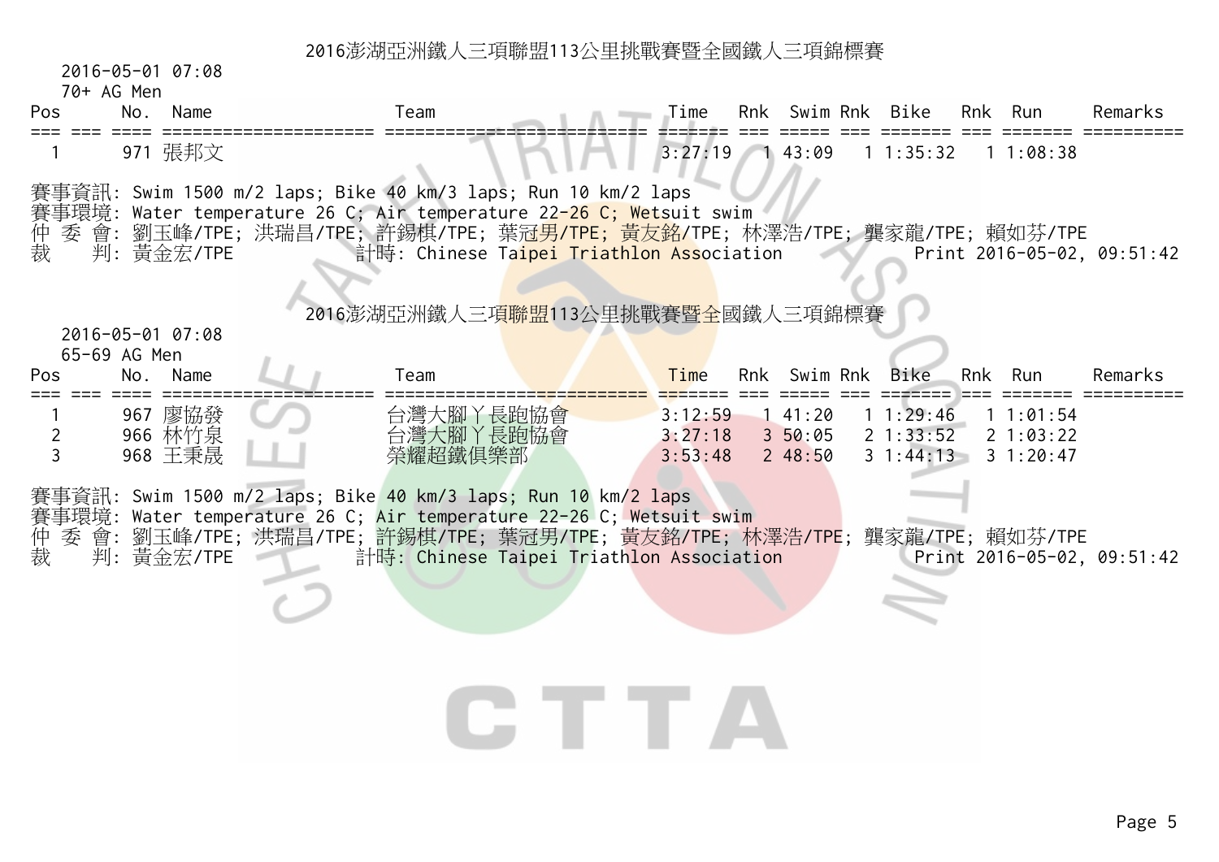## 2016澎湖亞洲鐵人三項聯盟113公里挑戰賽暨全國鐵人三項錦標賽

2016-05-01 07:08

70+ AG Men

| Pos | No. | Name | Team | Time | Rnk | Swim | Rnk | Bike | Rnk | Run | Remarks |
|---|---|---|---|---|---|---|---|---|---|---|---|
| 1 | 971 | 張邦文 | | 3:27:19 | 1 | 43:09 | 1 | 1:35:32 | 1 | 1:08:38 | |

賽事資訊: Swim 1500 m/2 laps; Bike 40 km/3 laps; Run 10 km/2 laps
賽事環境: Water temperature 26 C; Air temperature 22-26 C; Wetsuit swim
仲 委 會: 劉玉峰/TPE; 洪瑞昌/TPE; 許錫棋/TPE; 葉冠男/TPE; 黃友銘/TPE; 林澤浩/TPE; 龔家龍/TPE; 賴如芬/TPE
裁　 判: 黃金宏/TPE　　計時: Chinese Taipei Triathlon Association　　Print 2016-05-02, 09:51:42

## 2016澎湖亞洲鐵人三項聯盟113公里挑戰賽暨全國鐵人三項錦標賽

2016-05-01 07:08

65-69 AG Men

| Pos | No. | Name | Team | Time | Rnk | Swim | Rnk | Bike | Rnk | Run | Remarks |
|---|---|---|---|---|---|---|---|---|---|---|---|
| 1 | 967 | 廖協發 | 台灣大腳丫長跑協會 | 3:12:59 | 1 | 41:20 | 1 | 1:29:46 | 1 | 1:01:54 | |
| 2 | 966 | 林竹泉 | 台灣大腳丫長跑協會 | 3:27:18 | 3 | 50:05 | 2 | 1:33:52 | 2 | 1:03:22 | |
| 3 | 968 | 王秉晟 | 榮耀超鐵俱樂部 | 3:53:48 | 2 | 48:50 | 3 | 1:44:13 | 3 | 1:20:47 | |

賽事資訊: Swim 1500 m/2 laps; Bike 40 km/3 laps; Run 10 km/2 laps
賽事環境: Water temperature 26 C; Air temperature 22-26 C; Wetsuit swim
仲 委 會: 劉玉峰/TPE; 洪瑞昌/TPE; 許錫棋/TPE; 葉冠男/TPE; 黃友銘/TPE; 林澤浩/TPE; 龔家龍/TPE; 賴如芬/TPE
裁　 判: 黃金宏/TPE　　計時: Chinese Taipei Triathlon Association　　Print 2016-05-02, 09:51:42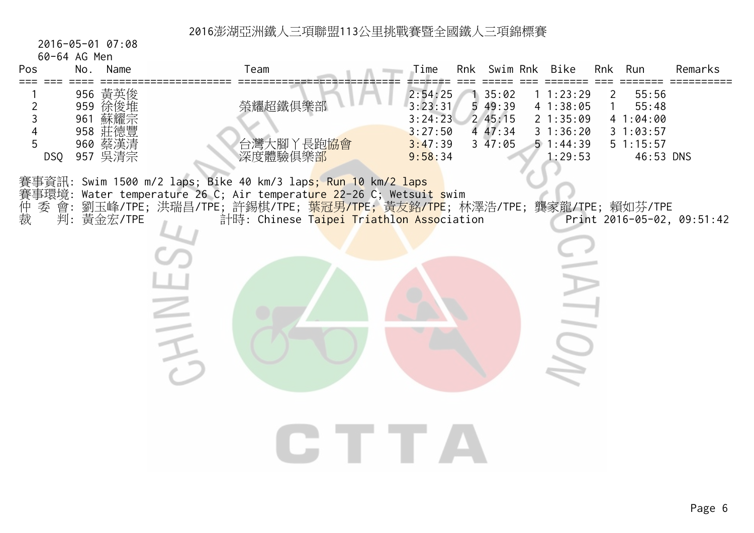# 2016澎湖亞洲鐵人三項聯盟113公里挑戰賽暨全國鐵人三項錦標賽

2016-05-01 07:08

60-64 AG Men

| Pos | No. | Name | Team | Time | Rnk | Swim | Rnk | Bike | Rnk | Run | Remarks |
|---|---|---|---|---|---|---|---|---|---|---|---|
| 1 | 956 | 黃英俊 | | 2:54:25 | 1 | 35:02 | 1 | 1:23:29 | 2 | 55:56 | |
| 2 | 959 | 徐俊堆 | 榮耀超鐵俱樂部 | 3:23:31 | 5 | 49:39 | 4 | 1:38:05 | 1 | 55:48 | |
| 3 | 961 | 蘇耀宗 | | 3:24:23 | 2 | 45:15 | 2 | 1:35:09 | 4 | 1:04:00 | |
| 4 | 958 | 莊德豐 | | 3:27:50 | 4 | 47:34 | 3 | 1:36:20 | 3 | 1:03:57 | |
| 5 | 960 | 蔡漢清 | 台灣大腳丫長跑協會 | 3:47:39 | 3 | 47:05 | 5 | 1:44:39 | 5 | 1:15:57 | |
| DSQ | 957 | 吳清宗 | 深度體驗俱樂部 | 9:58:34 | | | | 1:29:53 | | 46:53 | DNS |

賽事資訊: Swim 1500 m/2 laps; Bike 40 km/3 laps; Run 10 km/2 laps

賽事環境: Water temperature 26 C; Air temperature 22-26 C; Wetsuit swim

仲 委 會: 劉玉峰/TPE; 洪瑞昌/TPE; 許錫棋/TPE; 葉冠男/TPE; 黃友銘/TPE; 林澤浩/TPE; 龔家龍/TPE; 賴如芬/TPE

裁　　判: 黃金宏/TPE　　計時: Chinese Taipei Triathlon Association　　Print 2016-05-02, 09:51:42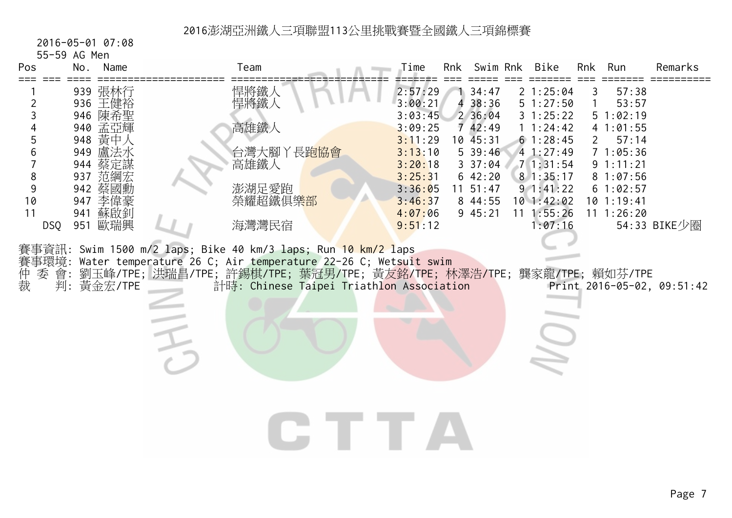# 2016澎湖亞洲鐵人三項聯盟113公里挑戰賽暨全國鐵人三項錦標賽

2016-05-01 07:08

55-59 AG Men

| Pos | No. | Name | Team | Time | Rnk | Swim | Rnk | Bike | Rnk | Run | Remarks |
|---|---|---|---|---|---|---|---|---|---|---|---|
| 1 | 939 | 張林行 | 悍將鐵人 | 2:57:29 | 1 | 34:47 | 2 | 1:25:04 | 3 | 57:38 | |
| 2 | 936 | 王健裕 | 悍將鐵人 | 3:00:21 | 4 | 38:36 | 5 | 1:27:50 | 1 | 53:57 | |
| 3 | 946 | 陳希聖 | | 3:03:45 | 2 | 36:04 | 3 | 1:25:22 | 5 | 1:02:19 | |
| 4 | 940 | 孟亞輝 | 高雄鐵人 | 3:09:25 | 7 | 42:49 | 1 | 1:24:42 | 4 | 1:01:55 | |
| 5 | 948 | 黃中人 | | 3:11:29 | 10 | 45:31 | 6 | 1:28:45 | 2 | 57:14 | |
| 6 | 949 | 盧法水 | 台灣大腳丫長跑協會 | 3:13:10 | 5 | 39:46 | 4 | 1:27:49 | 7 | 1:05:36 | |
| 7 | 944 | 蔡定謀 | 高雄鐵人 | 3:20:18 | 3 | 37:04 | 7 | 1:31:54 | 9 | 1:11:21 | |
| 8 | 937 | 范綱宏 | | 3:25:31 | 6 | 42:20 | 8 | 1:35:17 | 8 | 1:07:56 | |
| 9 | 942 | 蔡國勳 | 澎湖足愛跑 | 3:36:05 | 11 | 51:47 | 9 | 1:41:22 | 6 | 1:02:57 | |
| 10 | 947 | 李偉豪 | 榮耀超鐵俱樂部 | 3:46:37 | 8 | 44:55 | 10 | 1:42:02 | 10 | 1:19:41 | |
| 11 | 941 | 蘇啟釗 | | 4:07:06 | 9 | 45:21 | 11 | 1:55:26 | 11 | 1:26:20 | |
| DSQ | 951 | 歐瑞興 | 海灣灣民宿 | 9:51:12 | | | | 1:07:16 | | 54:33 | BIKE少圈 |

賽事資訊: Swim 1500 m/2 laps; Bike 40 km/3 laps; Run 10 km/2 laps

賽事環境: Water temperature 26 C; Air temperature 22-26 C; Wetsuit swim

仲 委 會: 劉玉峰/TPE; 洪瑞昌/TPE; 許錫棋/TPE; 葉冠男/TPE; 黃友銘/TPE; 林澤浩/TPE; 龔家龍/TPE; 賴如芬/TPE

裁　 判: 黃金宏/TPE　　計時: Chinese Taipei Triathlon Association　　Print 2016-05-02, 09:51:42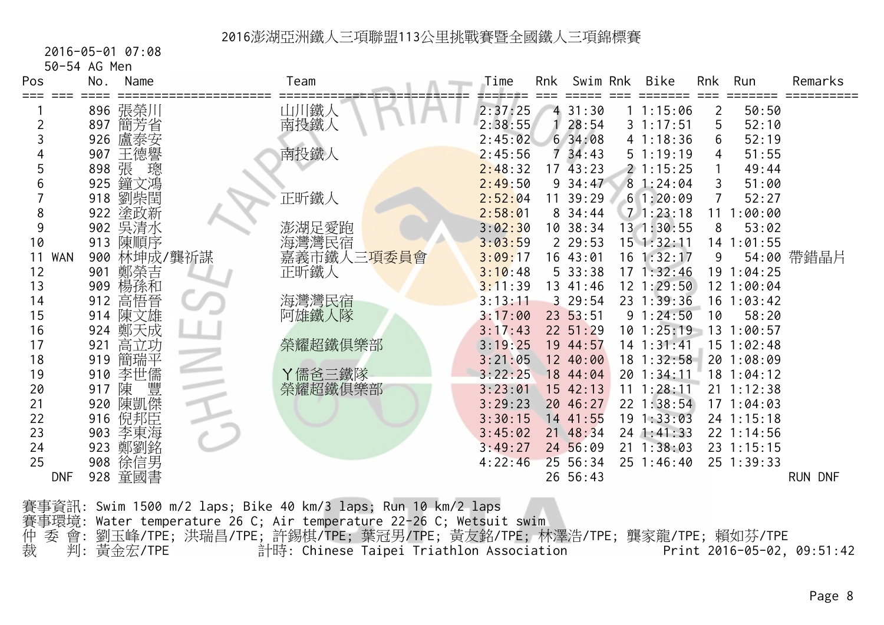# 2016澎湖亞洲鐵人三項聯盟113公里挑戰賽暨全國鐵人三項錦標賽

2016-05-01 07:08

50-54 AG Men

| Pos | | No. | Name | Team | Time | Rnk | Swim | Rnk | Bike | Rnk | Run | Remarks |
|---|---|---|---|---|---|---|---|---|---|---|---|---|
| 1 | | 896 | 張榮川 | 山川鐵人 | 2:37:25 | 4 | 31:30 | 1 | 1:15:06 | 2 | 50:50 | |
| 2 | | 897 | 簡芳省 | 南投鐵人 | 2:38:55 | 1 | 28:54 | 3 | 1:17:51 | 5 | 52:10 | |
| 3 | | 926 | 盧泰安 | | 2:45:02 | 6 | 34:08 | 4 | 1:18:36 | 6 | 52:19 | |
| 4 | | 907 | 王德譽 | 南投鐵人 | 2:45:56 | 7 | 34:43 | 5 | 1:19:19 | 4 | 51:55 | |
| 5 | | 898 | 張　璁 | | 2:48:32 | 17 | 43:23 | 2 | 1:15:25 | 1 | 49:44 | |
| 6 | | 925 | 鐘文鴻 | | 2:49:50 | 9 | 34:47 | 8 | 1:24:04 | 3 | 51:00 | |
| 7 | | 918 | 劉柴閏 | 正昕鐵人 | 2:52:04 | 11 | 39:29 | 6 | 1:20:09 | 7 | 52:27 | |
| 8 | | 922 | 塗政新 | | 2:58:01 | 8 | 34:44 | 7 | 1:23:18 | 11 | 1:00:00 | |
| 9 | | 902 | 吳清水 | 澎湖足愛跑 | 3:02:30 | 10 | 38:34 | 13 | 1:30:55 | 8 | 53:02 | |
| 10 | | 913 | 陳順序 | 海灣灣民宿 | 3:03:59 | 2 | 29:53 | 15 | 1:32:11 | 14 | 1:01:55 | |
| 11 | WAN | 900 | 林坤成/龔祈謀 | 嘉義市鐵人三項委員會 | 3:09:17 | 16 | 43:01 | 16 | 1:32:17 | 9 | 54:00 | 帶錯晶片 |
| 12 | | 901 | 鄭榮吉 | 正昕鐵人 | 3:10:48 | 5 | 33:38 | 17 | 1:32:46 | 19 | 1:04:25 | |
| 13 | | 909 | 楊孫和 | | 3:11:39 | 13 | 41:46 | 12 | 1:29:50 | 12 | 1:00:04 | |
| 14 | | 912 | 高悟晉 | 海灣灣民宿 | 3:13:11 | 3 | 29:54 | 23 | 1:39:36 | 16 | 1:03:42 | |
| 15 | | 914 | 陳文雄 | 阿雄鐵人隊 | 3:17:00 | 23 | 53:51 | 9 | 1:24:50 | 10 | 58:20 | |
| 16 | | 924 | 鄭天成 | | 3:17:43 | 22 | 51:29 | 10 | 1:25:19 | 13 | 1:00:57 | |
| 17 | | 921 | 高立功 | 榮耀超鐵俱樂部 | 3:19:25 | 19 | 44:57 | 14 | 1:31:41 | 15 | 1:02:48 | |
| 18 | | 919 | 簡瑞平 | | 3:21:05 | 12 | 40:00 | 18 | 1:32:58 | 20 | 1:08:09 | |
| 19 | | 910 | 李世儒 | Y儒爸三鐵隊 | 3:22:25 | 18 | 44:04 | 20 | 1:34:11 | 18 | 1:04:12 | |
| 20 | | 917 | 陳　豐 | 榮耀超鐵俱樂部 | 3:23:01 | 15 | 42:13 | 11 | 1:28:11 | 21 | 1:12:38 | |
| 21 | | 920 | 陳凱傑 | | 3:29:23 | 20 | 46:27 | 22 | 1:38:54 | 17 | 1:04:03 | |
| 22 | | 916 | 倪邦臣 | | 3:30:15 | 14 | 41:55 | 19 | 1:33:03 | 24 | 1:15:18 | |
| 23 | | 903 | 李東海 | | 3:45:02 | 21 | 48:34 | 24 | 1:41:33 | 22 | 1:14:56 | |
| 24 | | 923 | 鄭劉銘 | | 3:49:27 | 24 | 56:09 | 21 | 1:38:03 | 23 | 1:15:15 | |
| 25 | | 908 | 徐信男 | | 4:22:46 | 25 | 56:34 | 25 | 1:46:40 | 25 | 1:39:33 | |
| | DNF | 928 | 童國書 | | | 26 | 56:43 | | | | | RUN DNF |

賽事資訊: Swim 1500 m/2 laps; Bike 40 km/3 laps; Run 10 km/2 laps

賽事環境: Water temperature 26 C; Air temperature 22-26 C; Wetsuit swim

仲 委 會: 劉玉峰/TPE; 洪瑞昌/TPE; 許錫棋/TPE; 葉冠男/TPE; 黃友銘/TPE; 林澤浩/TPE; 龔家龍/TPE; 賴如芬/TPE

裁　　判: 黃金宏/TPE　　計時: Chinese Taipei Triathlon Association　　Print 2016-05-02, 09:51:42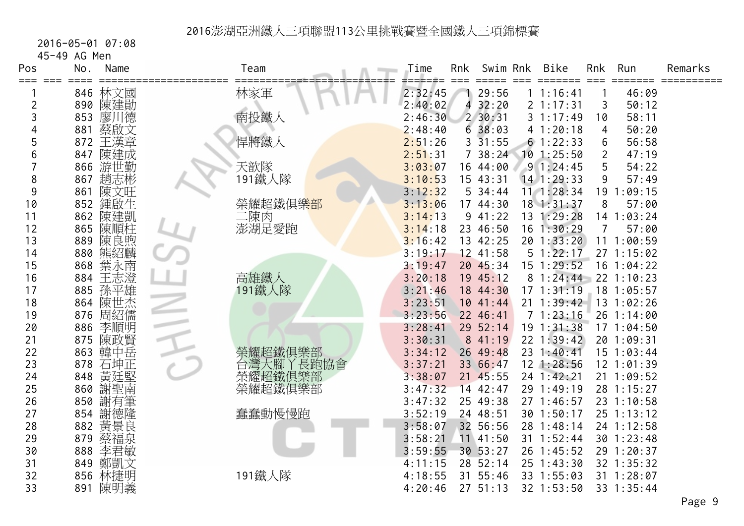# 2016澎湖亞洲鐵人三項聯盟113公里挑戰賽暨全國鐵人三項錦標賽

2016-05-01 07:08

45-49 AG Men

| Pos | No. | Name | Team | Time | Rnk | Swim | Rnk | Bike | Rnk | Run | Remarks |
|---|---|---|---|---|---|---|---|---|---|---|---|
| 1 | 846 | 林文國 | 林家軍 | 2:32:45 | 1 | 29:56 | 1 | 1:16:41 | 1 | 46:09 | |
| 2 | 890 | 陳建勛 | | 2:40:02 | 4 | 32:20 | 2 | 1:17:31 | 3 | 50:12 | |
| 3 | 853 | 廖川德 | 南投鐵人 | 2:46:30 | 2 | 30:31 | 3 | 1:17:49 | 10 | 58:11 | |
| 4 | 881 | 蔡啟文 | | 2:48:40 | 6 | 38:03 | 4 | 1:20:18 | 4 | 50:20 | |
| 5 | 872 | 王漢章 | 悍將鐵人 | 2:51:26 | 3 | 31:55 | 6 | 1:22:33 | 6 | 56:58 | |
| 6 | 847 | 陳建成 | | 2:51:31 | 7 | 38:24 | 10 | 1:25:50 | 2 | 47:19 | |
| 7 | 866 | 游世勤 | 天歆隊 | 3:03:07 | 16 | 44:00 | 9 | 1:24:45 | 5 | 54:22 | |
| 8 | 867 | 趙志彬 | 191鐵人隊 | 3:10:53 | 15 | 43:31 | 14 | 1:29:33 | 9 | 57:49 | |
| 9 | 861 | 陳文旺 | | 3:12:32 | 5 | 34:44 | 11 | 1:28:34 | 19 | 1:09:15 | |
| 10 | 852 | 鍾啟生 | 榮耀超鐵俱樂部 | 3:13:06 | 17 | 44:30 | 18 | 1:31:37 | 8 | 57:00 | |
| 11 | 862 | 陳建凱 | 二陳肉 | 3:14:13 | 9 | 41:22 | 13 | 1:29:28 | 14 | 1:03:24 | |
| 12 | 865 | 陳順柱 | 澎湖足愛跑 | 3:14:18 | 23 | 46:50 | 16 | 1:30:29 | 7 | 57:00 | |
| 13 | 889 | 陳良煦 | | 3:16:42 | 13 | 42:25 | 20 | 1:33:20 | 11 | 1:00:59 | |
| 14 | 880 | 熊紹麟 | | 3:19:17 | 12 | 41:58 | 5 | 1:22:17 | 27 | 1:15:02 | |
| 15 | 868 | 葉永南 | | 3:19:47 | 20 | 45:34 | 15 | 1:29:52 | 16 | 1:04:22 | |
| 16 | 884 | 王志澄 | 高雄鐵人 | 3:20:18 | 19 | 45:12 | 8 | 1:24:44 | 22 | 1:10:23 | |
| 17 | 885 | 孫平雄 | 191鐵人隊 | 3:21:46 | 18 | 44:30 | 17 | 1:31:19 | 18 | 1:05:57 | |
| 18 | 864 | 陳世杰 | | 3:23:51 | 10 | 41:44 | 21 | 1:39:42 | 13 | 1:02:26 | |
| 19 | 876 | 周紹儒 | | 3:23:56 | 22 | 46:41 | 7 | 1:23:16 | 26 | 1:14:00 | |
| 20 | 886 | 李順明 | | 3:28:41 | 29 | 52:14 | 19 | 1:31:38 | 17 | 1:04:50 | |
| 21 | 875 | 陳政賢 | | 3:30:31 | 8 | 41:19 | 22 | 1:39:42 | 20 | 1:09:31 | |
| 22 | 863 | 韓中岳 | 榮耀超鐵俱樂部 | 3:34:12 | 26 | 49:48 | 23 | 1:40:41 | 15 | 1:03:44 | |
| 23 | 878 | 石坤正 | 台灣大腳丫長跑協會 | 3:37:21 | 33 | 66:47 | 12 | 1:28:56 | 12 | 1:01:39 | |
| 24 | 848 | 黃廷堅 | 榮耀超鐵俱樂部 | 3:38:07 | 21 | 45:55 | 24 | 1:42:21 | 21 | 1:09:52 | |
| 25 | 860 | 謝聖南 | 榮耀超鐵俱樂部 | 3:47:32 | 14 | 42:47 | 29 | 1:49:19 | 28 | 1:15:27 | |
| 26 | 850 | 謝有筆 | | 3:47:32 | 25 | 49:38 | 27 | 1:46:57 | 23 | 1:10:58 | |
| 27 | 854 | 謝德隆 | 蠢蠢動慢慢跑 | 3:52:19 | 24 | 48:51 | 30 | 1:50:17 | 25 | 1:13:12 | |
| 28 | 882 | 黃景良 | | 3:58:07 | 32 | 56:56 | 28 | 1:48:14 | 24 | 1:12:58 | |
| 29 | 879 | 蔡福泉 | | 3:58:21 | 11 | 41:50 | 31 | 1:52:44 | 30 | 1:23:48 | |
| 30 | 888 | 李君敏 | | 3:59:55 | 30 | 53:27 | 26 | 1:45:52 | 29 | 1:20:37 | |
| 31 | 849 | 鄭凱文 | | 4:11:15 | 28 | 52:14 | 25 | 1:43:30 | 32 | 1:35:32 | |
| 32 | 856 | 林捷明 | 191鐵人隊 | 4:18:55 | 31 | 55:46 | 33 | 1:55:03 | 31 | 1:28:07 | |
| 33 | 891 | 陳明義 | | 4:20:46 | 27 | 51:13 | 32 | 1:53:50 | 33 | 1:35:44 | |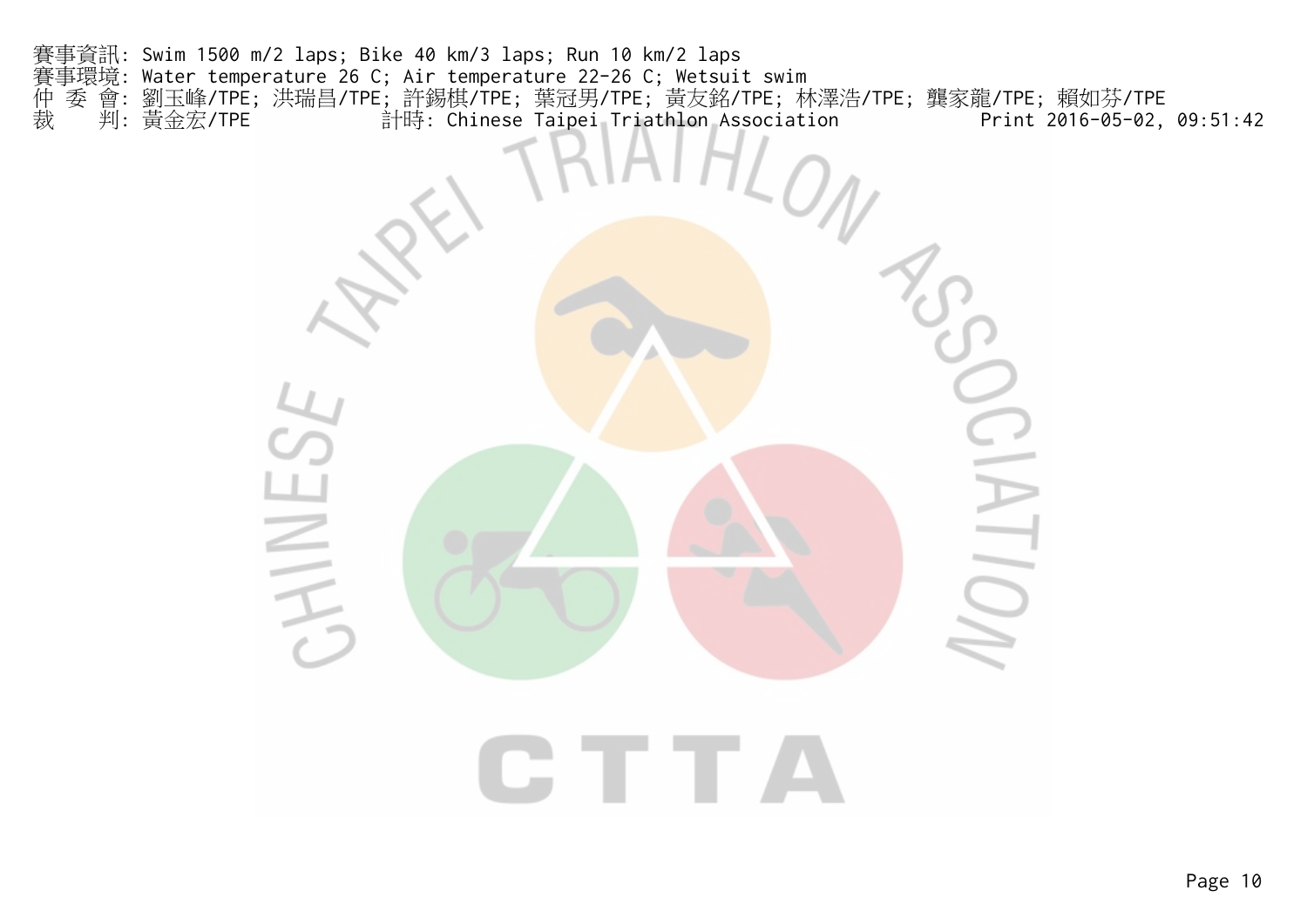賽事資訊: Swim 1500 m/2 laps; Bike 40 km/3 laps; Run 10 km/2 laps
賽事環境: Water temperature 26 C; Air temperature 22-26 C; Wetsuit swim
仲 委 會: 劉玉峰/TPE; 洪瑞昌/TPE; 許錫棋/TPE; 葉冠男/TPE; 黃友銘/TPE; 林澤浩/TPE; 龔家龍/TPE; 賴如芬/TPE
裁　　判: 黃金宏/TPE　　　　　計時: Chinese Taipei Triathlon Association　　　　　Print 2016-05-02, 09:51:42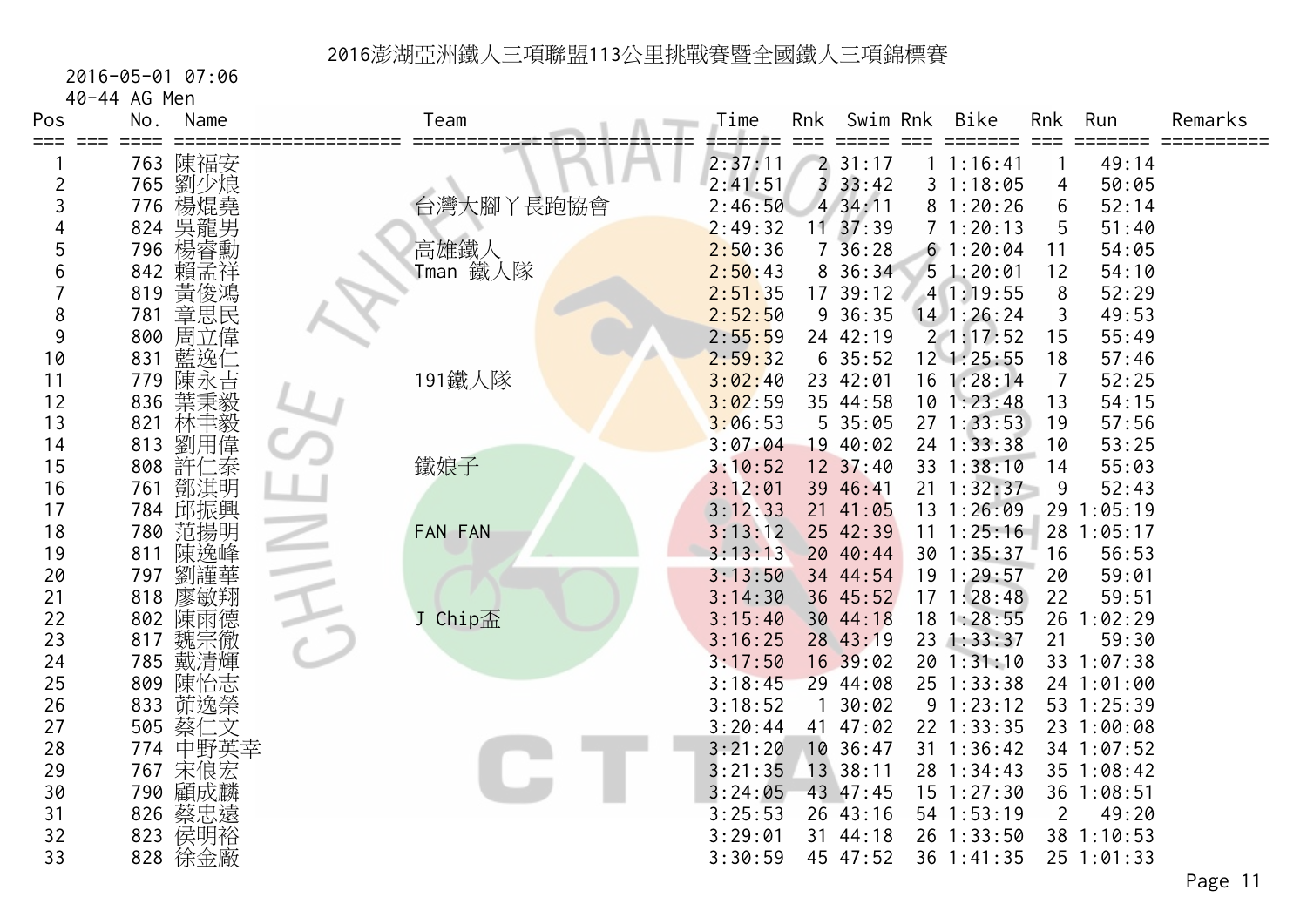# 2016澎湖亞洲鐵人三項聯盟113公里挑戰賽暨全國鐵人三項錦標賽

2016-05-01 07:06

40-44 AG Men

| Pos | No. | Name | Team | Time | Rnk | Swim | Rnk | Bike | Rnk | Run | Remarks |
|---|---|---|---|---|---|---|---|---|---|---|---|
| 1 | 763 | 陳福安 | | 2:37:11 | 2 | 31:17 | 1 | 1:16:41 | 1 | 49:14 | |
| 2 | 765 | 劉少烺 | | 2:41:51 | 3 | 33:42 | 3 | 1:18:05 | 4 | 50:05 | |
| 3 | 776 | 楊焜堯 | 台灣大腳丫長跑協會 | 2:46:50 | 4 | 34:11 | 8 | 1:20:26 | 6 | 52:14 | |
| 4 | 824 | 吳龍男 | | 2:49:32 | 11 | 37:39 | 7 | 1:20:13 | 5 | 51:40 | |
| 5 | 796 | 楊睿勳 | 高雄鐵人 | 2:50:36 | 7 | 36:28 | 6 | 1:20:04 | 11 | 54:05 | |
| 6 | 842 | 賴孟祥 | Tman 鐵人隊 | 2:50:43 | 8 | 36:34 | 5 | 1:20:01 | 12 | 54:10 | |
| 7 | 819 | 黃俊鴻 | | 2:51:35 | 17 | 39:12 | 4 | 1:19:55 | 8 | 52:29 | |
| 8 | 781 | 章思民 | | 2:52:50 | 9 | 36:35 | 14 | 1:26:24 | 3 | 49:53 | |
| 9 | 800 | 周立偉 | | 2:55:59 | 24 | 42:19 | 2 | 1:17:52 | 15 | 55:49 | |
| 10 | 831 | 藍逸仁 | | 2:59:32 | 6 | 35:52 | 12 | 1:25:55 | 18 | 57:46 | |
| 11 | 779 | 陳永吉 | 191鐵人隊 | 3:02:40 | 23 | 42:01 | 16 | 1:28:14 | 7 | 52:25 | |
| 12 | 836 | 葉秉毅 | | 3:02:59 | 35 | 44:58 | 10 | 1:23:48 | 13 | 54:15 | |
| 13 | 821 | 林聿毅 | | 3:06:53 | 5 | 35:05 | 27 | 1:33:53 | 19 | 57:56 | |
| 14 | 813 | 劉用偉 | | 3:07:04 | 19 | 40:02 | 24 | 1:33:38 | 10 | 53:25 | |
| 15 | 808 | 許仁泰 | 鐵娘子 | 3:10:52 | 12 | 37:40 | 33 | 1:38:10 | 14 | 55:03 | |
| 16 | 761 | 鄧淇明 | | 3:12:01 | 39 | 46:41 | 21 | 1:32:37 | 9 | 52:43 | |
| 17 | 784 | 邱振興 | | 3:12:33 | 21 | 41:05 | 13 | 1:26:09 | 29 | 1:05:19 | |
| 18 | 780 | 范揚明 | FAN FAN | 3:13:12 | 25 | 42:39 | 11 | 1:25:16 | 28 | 1:05:17 | |
| 19 | 811 | 陳逸峰 | | 3:13:13 | 20 | 40:44 | 30 | 1:35:37 | 16 | 56:53 | |
| 20 | 797 | 劉謹華 | | 3:13:50 | 34 | 44:54 | 19 | 1:29:57 | 20 | 59:01 | |
| 21 | 818 | 廖敏翔 | | 3:14:30 | 36 | 45:52 | 17 | 1:28:48 | 22 | 59:51 | |
| 22 | 802 | 陳雨德 | J Chip盃 | 3:15:40 | 30 | 44:18 | 18 | 1:28:55 | 26 | 1:02:29 | |
| 23 | 817 | 魏宗徹 | | 3:16:25 | 28 | 43:19 | 23 | 1:33:37 | 21 | 59:30 | |
| 24 | 785 | 戴清輝 | | 3:17:50 | 16 | 39:02 | 20 | 1:31:10 | 33 | 1:07:38 | |
| 25 | 809 | 陳怡志 | | 3:18:45 | 29 | 44:08 | 25 | 1:33:38 | 24 | 1:01:00 | |
| 26 | 833 | 茆逸榮 | | 3:18:52 | 1 | 30:02 | 9 | 1:23:12 | 53 | 1:25:39 | |
| 27 | 505 | 蔡仁文 | | 3:20:44 | 41 | 47:02 | 22 | 1:33:35 | 23 | 1:00:08 | |
| 28 | 774 | 中野英幸 | | 3:21:20 | 10 | 36:47 | 31 | 1:36:42 | 34 | 1:07:52 | |
| 29 | 767 | 宋俍宏 | | 3:21:35 | 13 | 38:11 | 28 | 1:34:43 | 35 | 1:08:42 | |
| 30 | 790 | 顧成麟 | | 3:24:05 | 43 | 47:45 | 15 | 1:27:30 | 36 | 1:08:51 | |
| 31 | 826 | 蔡忠遠 | | 3:25:53 | 26 | 43:16 | 54 | 1:53:19 | 2 | 49:20 | |
| 32 | 823 | 侯明裕 | | 3:29:01 | 31 | 44:18 | 26 | 1:33:50 | 38 | 1:10:53 | |
| 33 | 828 | 徐金廠 | | 3:30:59 | 45 | 47:52 | 36 | 1:41:35 | 25 | 1:01:33 | |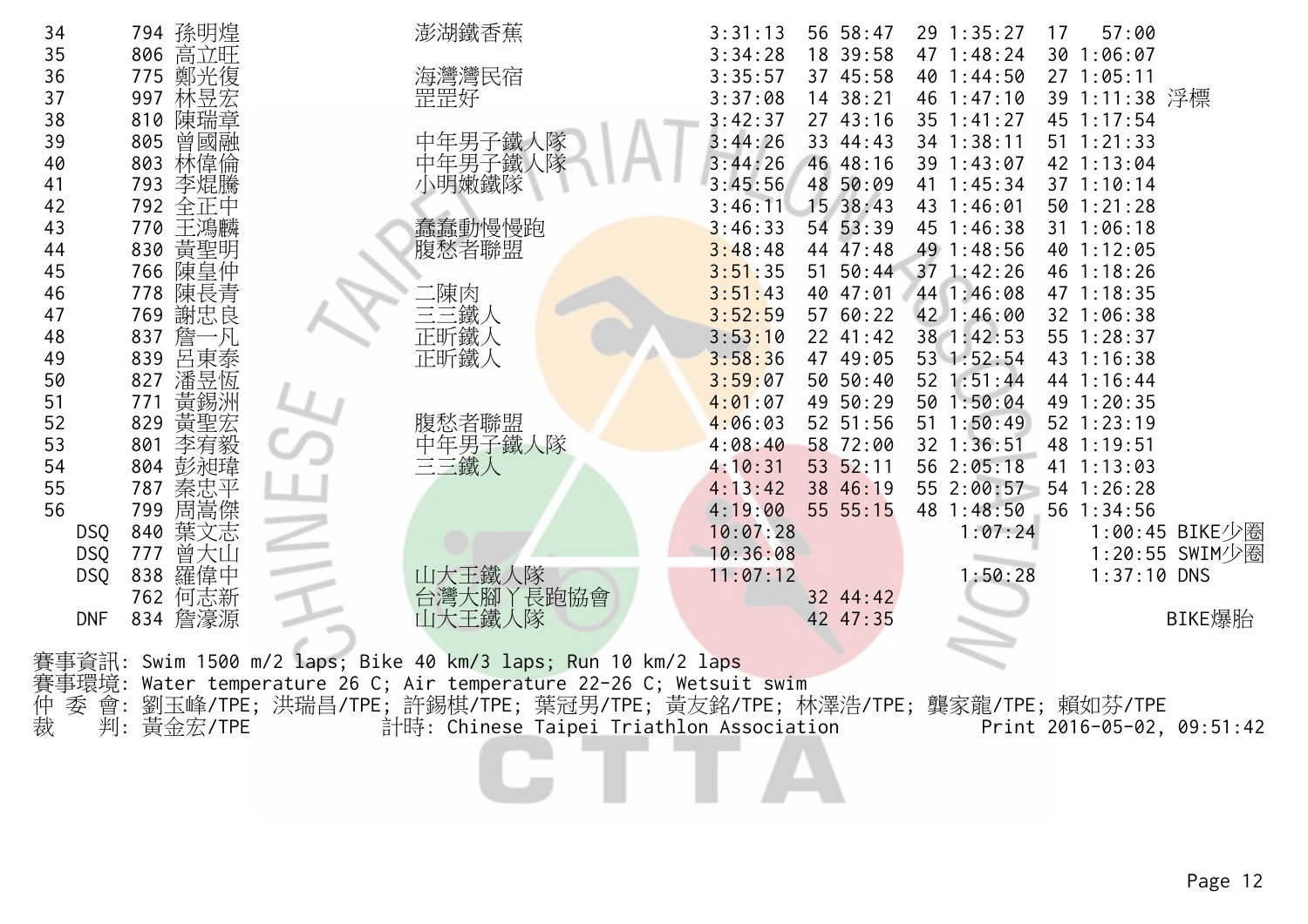| | | | | | | | | | | |
|---|---|---|---|---|---|---|---|---|---|---|
| 34 | 794 | 孫明煌 | 澎湖鐵香蕉 | 3:31:13 | 56 | 58:47 | 29 | 1:35:27 | 17 | 57:00 | |
| 35 | 806 | 高立旺 | | 3:34:28 | 18 | 39:58 | 47 | 1:48:24 | 30 | 1:06:07 | |
| 36 | 775 | 鄭光復 | 海灣灣民宿 | 3:35:57 | 37 | 45:58 | 40 | 1:44:50 | 27 | 1:05:11 | |
| 37 | 997 | 林昱宏 | 罡罡好 | 3:37:08 | 14 | 38:21 | 46 | 1:47:10 | 39 | 1:11:38 | 浮標 |
| 38 | 810 | 陳瑞章 | | 3:42:37 | 27 | 43:16 | 35 | 1:41:27 | 45 | 1:17:54 | |
| 39 | 805 | 曾國融 | 中年男子鐵人隊 | 3:44:26 | 33 | 44:43 | 34 | 1:38:11 | 51 | 1:21:33 | |
| 40 | 803 | 林偉倫 | 中年男子鐵人隊 | 3:44:26 | 46 | 48:16 | 39 | 1:43:07 | 42 | 1:13:04 | |
| 41 | 793 | 李焜騰 | 小明嫩鐵隊 | 3:45:56 | 48 | 50:09 | 41 | 1:45:34 | 37 | 1:10:14 | |
| 42 | 792 | 全正中 | | 3:46:11 | 15 | 38:43 | 43 | 1:46:01 | 50 | 1:21:28 | |
| 43 | 770 | 王鴻麟 | 蠢蠢動慢慢跑 | 3:46:33 | 54 | 53:39 | 45 | 1:46:38 | 31 | 1:06:18 | |
| 44 | 830 | 黃聖明 | 腹愁者聯盟 | 3:48:48 | 44 | 47:48 | 49 | 1:48:56 | 40 | 1:12:05 | |
| 45 | 766 | 陳皇仲 | | 3:51:35 | 51 | 50:44 | 37 | 1:42:26 | 46 | 1:18:26 | |
| 46 | 778 | 陳長青 | 二陳肉 | 3:51:43 | 40 | 47:01 | 44 | 1:46:08 | 47 | 1:18:35 | |
| 47 | 769 | 謝忠良 | 三三鐵人 | 3:52:59 | 57 | 60:22 | 42 | 1:46:00 | 32 | 1:06:38 | |
| 48 | 837 | 詹一凡 | 正昕鐵人 | 3:53:10 | 22 | 41:42 | 38 | 1:42:53 | 55 | 1:28:37 | |
| 49 | 839 | 呂東泰 | 正昕鐵人 | 3:58:36 | 47 | 49:05 | 53 | 1:52:54 | 43 | 1:16:38 | |
| 50 | 827 | 潘昱恆 | | 3:59:07 | 50 | 50:40 | 52 | 1:51:44 | 44 | 1:16:44 | |
| 51 | 771 | 黃錫洲 | | 4:01:07 | 49 | 50:29 | 50 | 1:50:04 | 49 | 1:20:35 | |
| 52 | 829 | 黃聖宏 | 腹愁者聯盟 | 4:06:03 | 52 | 51:56 | 51 | 1:50:49 | 52 | 1:23:19 | |
| 53 | 801 | 李宥毅 | 中年男子鐵人隊 | 4:08:40 | 58 | 72:00 | 32 | 1:36:51 | 48 | 1:19:51 | |
| 54 | 804 | 彭袓瑋 | 三三鐵人 | 4:10:31 | 53 | 52:11 | 56 | 2:05:18 | 41 | 1:13:03 | |
| 55 | 787 | 秦忠平 | | 4:13:42 | 38 | 46:19 | 55 | 2:00:57 | 54 | 1:26:28 | |
| 56 | 799 | 周嵩傑 | | 4:19:00 | 55 | 55:15 | 48 | 1:48:50 | 56 | 1:34:56 | |
| DSQ | 840 | 葉文志 | | 10:07:28 | | | | 1:07:24 | | 1:00:45 | BIKE少圈 |
| DSQ | 777 | 曾大山 | | 10:36:08 | | | | | | 1:20:55 | SWIM少圈 |
| DSQ | 838 | 羅偉中 | 山大王鐵人隊 | 11:07:12 | | | | 1:50:28 | | 1:37:10 | DNS |
| | 762 | 何志新 | 台灣大腳丫長跑協會 | | 32 | 44:42 | | | | | |
| DNF | 834 | 詹濠源 | 山大王鐵人隊 | | 42 | 47:35 | | | | | BIKE爆胎 |

賽事資訊: Swim 1500 m/2 laps; Bike 40 km/3 laps; Run 10 km/2 laps
賽事環境: Water temperature 26 C; Air temperature 22-26 C; Wetsuit swim
仲 委 會: 劉玉峰/TPE; 洪瑞昌/TPE; 許錫棋/TPE; 葉冠男/TPE; 黃友銘/TPE; 林澤浩/TPE; 龔家龍/TPE; 賴如芬/TPE
裁　 判: 黃金宏/TPE　　計時: Chinese Taipei Triathlon Association　　Print 2016-05-02, 09:51:42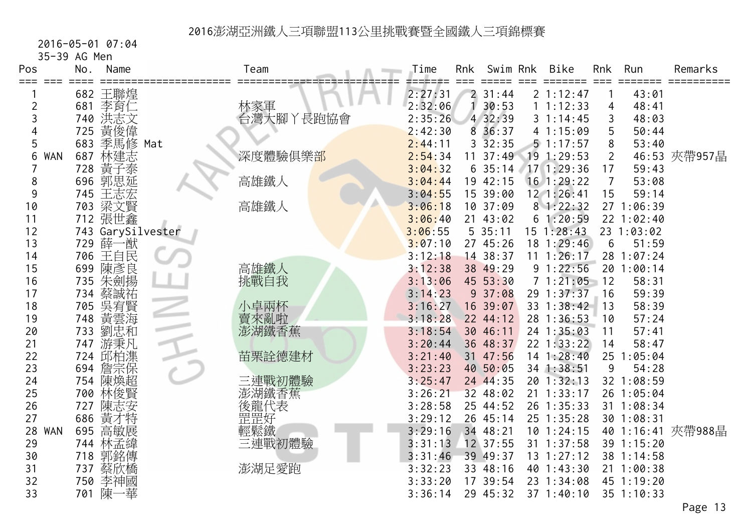# 2016澎湖亞洲鐵人三項聯盟113公里挑戰賽暨全國鐵人三項錦標賽

2016-05-01 07:04

35-39 AG Men

| Pos | | No. | Name | Team | Time | Rnk | Swim | Rnk | Bike | Rnk | Run | Remarks |
|---|---|---|---|---|---|---|---|---|---|---|---|---|
| 1 | | 682 | 王聯煌 | | 2:27:31 | 2 | 31:44 | 2 | 1:12:47 | 1 | 43:01 | |
| 2 | | 681 | 李育仁 | 林家軍 | 2:32:06 | 1 | 30:53 | 1 | 1:12:33 | 4 | 48:41 | |
| 3 | | 740 | 洪志文 | 台灣大腳丫長跑協會 | 2:35:26 | 4 | 32:39 | 3 | 1:14:45 | 3 | 48:03 | |
| 4 | | 725 | 黃俊偉 | | 2:42:30 | 8 | 36:37 | 4 | 1:15:09 | 5 | 50:44 | |
| 5 | | 683 | 季馬修 Mat | | 2:44:11 | 3 | 32:35 | 5 | 1:17:57 | 8 | 53:40 | |
| 6 | WAN | 687 | 林建志 | 深度體驗俱樂部 | 2:54:34 | 11 | 37:49 | 19 | 1:29:53 | 2 | 46:53 | 夾帶957晶 |
| 7 | | 728 | 黃子泰 | | 3:04:32 | 6 | 35:14 | 17 | 1:29:36 | 17 | 59:43 | |
| 8 | | 696 | 郭思延 | 高雄鐵人 | 3:04:44 | 19 | 42:15 | 16 | 1:29:22 | 7 | 53:08 | |
| 9 | | 745 | 王志宏 | | 3:04:55 | 15 | 39:00 | 12 | 1:26:41 | 15 | 59:14 | |
| 10 | | 703 | 梁文賢 | 高雄鐵人 | 3:06:18 | 10 | 37:09 | 8 | 1:22:32 | 27 | 1:06:39 | |
| 11 | | 712 | 張世鑫 | | 3:06:40 | 21 | 43:02 | 6 | 1:20:59 | 22 | 1:02:40 | |
| 12 | | 743 | GarySilvester | | 3:06:55 | 5 | 35:11 | 15 | 1:28:43 | 23 | 1:03:02 | |
| 13 | | 729 | 薛一猷 | | 3:07:10 | 27 | 45:26 | 18 | 1:29:46 | 6 | 51:59 | |
| 14 | | 706 | 王自民 | | 3:12:18 | 14 | 38:37 | 11 | 1:26:17 | 28 | 1:07:24 | |
| 15 | | 699 | 陳彥良 | 高雄鐵人 | 3:12:38 | 38 | 49:29 | 9 | 1:22:56 | 20 | 1:00:14 | |
| 16 | | 735 | 朱劍揚 | 挑戰自我 | 3:13:06 | 45 | 53:30 | 7 | 1:21:05 | 12 | 58:31 | |
| 17 | | 734 | 蔡誠祐 | | 3:14:23 | 9 | 37:08 | 29 | 1:37:37 | 16 | 59:39 | |
| 18 | | 705 | 吳宥賢 | 小卓兩杯 | 3:16:27 | 16 | 39:07 | 33 | 1:38:42 | 13 | 58:39 | |
| 19 | | 748 | 黃雲海 | 賣來亂啦 | 3:18:28 | 22 | 44:12 | 28 | 1:36:53 | 10 | 57:24 | |
| 20 | | 733 | 劉忠和 | 澎湖鐵香蕉 | 3:18:54 | 30 | 46:11 | 24 | 1:35:03 | 11 | 57:41 | |
| 21 | | 747 | 游秉凡 | | 3:20:44 | 36 | 48:37 | 22 | 1:33:22 | 14 | 58:47 | |
| 22 | | 724 | 邱柏準 | 苗栗詮德建材 | 3:21:40 | 31 | 47:56 | 14 | 1:28:40 | 25 | 1:05:04 | |
| 23 | | 694 | 詹宗保 | | 3:23:23 | 40 | 50:05 | 34 | 1:38:51 | 9 | 54:28 | |
| 24 | | 754 | 陳煥超 | 三連戰初體驗 | 3:25:47 | 24 | 44:35 | 20 | 1:32:13 | 32 | 1:08:59 | |
| 25 | | 700 | 林俊賢 | 澎湖鐵香蕉 | 3:26:21 | 32 | 48:02 | 21 | 1:33:17 | 26 | 1:05:04 | |
| 26 | | 727 | 陳志安 | 後龍代表 | 3:28:58 | 25 | 44:52 | 26 | 1:35:33 | 31 | 1:08:34 | |
| 27 | | 686 | 黃才特 | 罡罡好 | 3:29:12 | 26 | 45:14 | 25 | 1:35:28 | 30 | 1:08:31 | |
| 28 | WAN | 695 | 高敏展 | 輕鬆鐵 | 3:29:16 | 34 | 48:21 | 10 | 1:24:15 | 40 | 1:16:41 | 夾帶988晶 |
| 29 | | 744 | 林孟緯 | 三連戰初體驗 | 3:31:13 | 12 | 37:55 | 31 | 1:37:58 | 39 | 1:15:20 | |
| 30 | | 718 | 郭銘傳 | | 3:31:46 | 39 | 49:37 | 13 | 1:27:12 | 38 | 1:14:58 | |
| 31 | | 737 | 蔡欣橋 | 澎湖足愛跑 | 3:32:23 | 33 | 48:16 | 40 | 1:43:30 | 21 | 1:00:38 | |
| 32 | | 750 | 李神國 | | 3:33:20 | 17 | 39:54 | 23 | 1:34:08 | 45 | 1:19:20 | |
| 33 | | 701 | 陳一華 | | 3:36:14 | 29 | 45:32 | 37 | 1:40:10 | 35 | 1:10:33 | |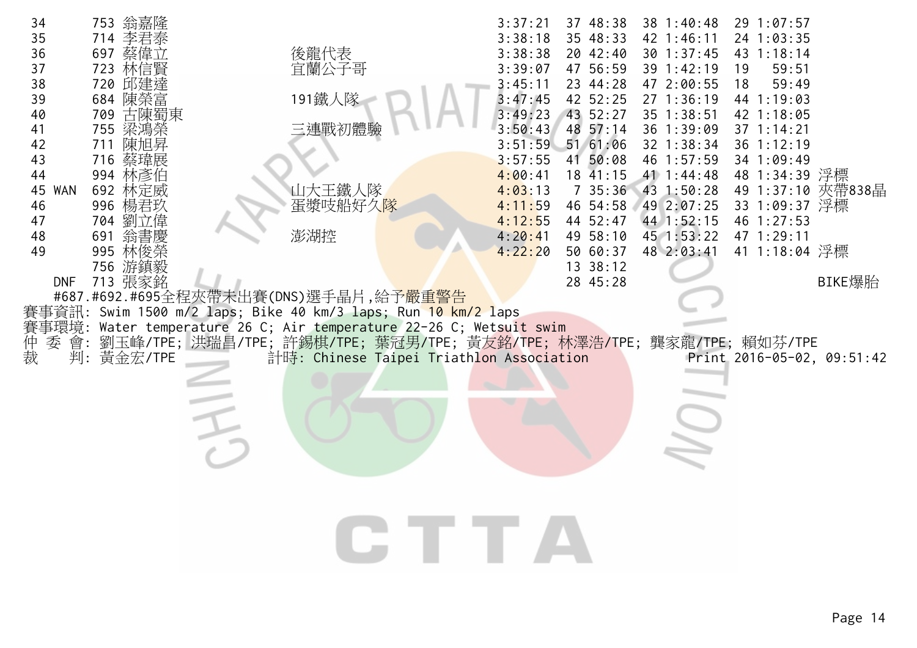| | | | | | | | | |
|---|---|---|---|---|---|---|---|---|
| 34 | 753 | 翁嘉隆 | | 3:37:21 | 37 48:38 | 38 1:40:48 | 29 1:07:57 | |
| 35 | 714 | 李君泰 | | 3:38:18 | 35 48:33 | 42 1:46:11 | 24 1:03:35 | |
| 36 | 697 | 蔡偉立 | 後龍代表 | 3:38:38 | 20 42:40 | 30 1:37:45 | 43 1:18:14 | |
| 37 | 723 | 林信賢 | 宜蘭公子哥 | 3:39:07 | 47 56:59 | 39 1:42:19 | 19 59:51 | |
| 38 | 720 | 邱建達 | | 3:45:11 | 23 44:28 | 47 2:00:55 | 18 59:49 | |
| 39 | 684 | 陳榮富 | 191鐵人隊 | 3:47:45 | 42 52:25 | 27 1:36:19 | 44 1:19:03 | |
| 40 | 709 | 古陳蜀東 | | 3:49:23 | 43 52:27 | 35 1:38:51 | 42 1:18:05 | |
| 41 | 755 | 梁鴻榮 | 三連戰初體驗 | 3:50:43 | 48 57:14 | 36 1:39:09 | 37 1:14:21 | |
| 42 | 711 | 陳旭昇 | | 3:51:59 | 51 61:06 | 32 1:38:34 | 36 1:12:19 | |
| 43 | 716 | 蔡瑋展 | | 3:57:55 | 41 50:08 | 46 1:57:59 | 34 1:09:49 | |
| 44 | 994 | 林彥伯 | | 4:00:41 | 18 41:15 | 41 1:44:48 | 48 1:34:39 | 浮標 |
| 45 WAN | 692 | 林定威 | 山大王鐵人隊 | 4:03:13 | 7 35:36 | 43 1:50:28 | 49 1:37:10 | 夾帶838晶 |
| 46 | 996 | 楊君玖 | 蛋漿吱船好久隊 | 4:11:59 | 46 54:58 | 49 2:07:25 | 33 1:09:37 | 浮標 |
| 47 | 704 | 劉立偉 | | 4:12:55 | 44 52:47 | 44 1:52:15 | 46 1:27:53 | |
| 48 | 691 | 翁書慶 | 澎湖控 | 4:20:41 | 49 58:10 | 45 1:53:22 | 47 1:29:11 | |
| 49 | 995 | 林俊榮 | | 4:22:20 | 50 60:37 | 48 2:03:41 | 41 1:18:04 | 浮標 |
| | 756 | 游鎮毅 | | | 13 38:12 | | | |
| DNF | 713 | 張家銘 | | | 28 45:28 | | | BIKE爆胎 |

#687.#692.#695全程夾帶未出賽(DNS)選手晶片,給予嚴重警告

賽事資訊: Swim 1500 m/2 laps; Bike 40 km/3 laps; Run 10 km/2 laps

賽事環境: Water temperature 26 C; Air temperature 22-26 C; Wetsuit swim

仲 委 會: 劉玉峰/TPE; 洪瑞昌/TPE; 許錫棋/TPE; 葉冠男/TPE; 黃友銘/TPE; 林澤浩/TPE; 龔家龍/TPE; 賴如芬/TPE

裁　　判: 黃金宏/TPE　　計時: Chinese Taipei Triathlon Association　　Print 2016-05-02, 09:51:42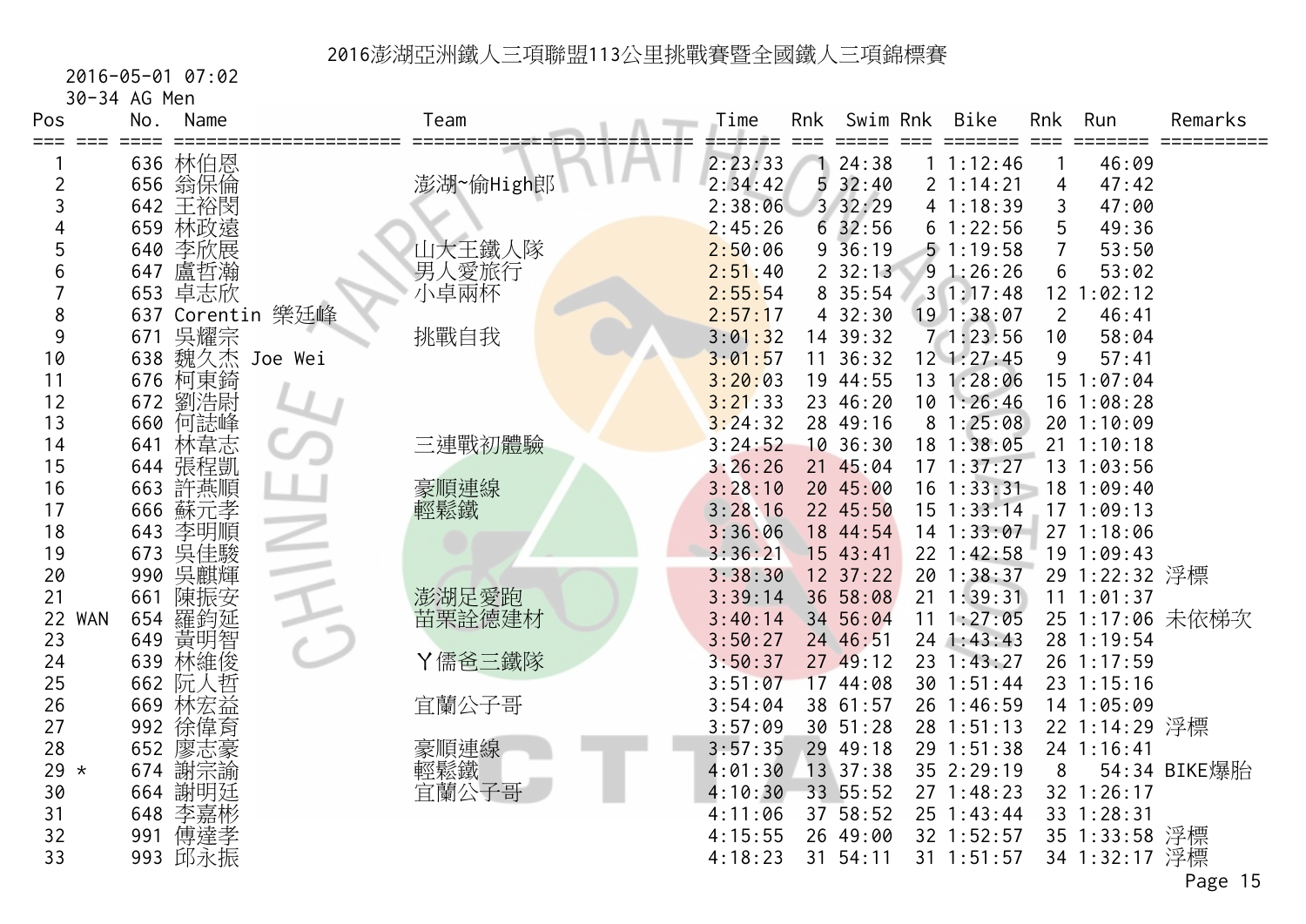# 2016澎湖亞洲鐵人三項聯盟113公里挑戰賽暨全國鐵人三項錦標賽

2016-05-01 07:02

30-34 AG Men

| Pos | | No. | Name | Team | Time | Rnk | Swim | Rnk | Bike | Rnk | Run | Remarks |
|---|---|---|---|---|---|---|---|---|---|---|---|---|
| 1 | | 636 | 林伯恩 | | 2:23:33 | 1 | 24:38 | 1 | 1:12:46 | 1 | 46:09 | |
| 2 | | 656 | 翁保倫 | 澎湖~偷High郎 | 2:34:42 | 5 | 32:40 | 2 | 1:14:21 | 4 | 47:42 | |
| 3 | | 642 | 王裕閔 | | 2:38:06 | 3 | 32:29 | 4 | 1:18:39 | 3 | 47:00 | |
| 4 | | 659 | 林政遠 | | 2:45:26 | 6 | 32:56 | 6 | 1:22:56 | 5 | 49:36 | |
| 5 | | 640 | 李欣展 | 山大王鐵人隊 | 2:50:06 | 9 | 36:19 | 5 | 1:19:58 | 7 | 53:50 | |
| 6 | | 647 | 盧哲瀚 | 男人愛旅行 | 2:51:40 | 2 | 32:13 | 9 | 1:26:26 | 6 | 53:02 | |
| 7 | | 653 | 卓志欣 | 小卓兩杯 | 2:55:54 | 8 | 35:54 | 3 | 1:17:48 | 12 | 1:02:12 | |
| 8 | | 637 | Corentin 樂廷峰 | | 2:57:17 | 4 | 32:30 | 19 | 1:38:07 | 2 | 46:41 | |
| 9 | | 671 | 吳耀宗 | 挑戰自我 | 3:01:32 | 14 | 39:32 | 7 | 1:23:56 | 10 | 58:04 | |
| 10 | | 638 | 魏久杰 Joe Wei | | 3:01:57 | 11 | 36:32 | 12 | 1:27:45 | 9 | 57:41 | |
| 11 | | 676 | 柯東錡 | | 3:20:03 | 19 | 44:55 | 13 | 1:28:06 | 15 | 1:07:04 | |
| 12 | | 672 | 劉浩尉 | | 3:21:33 | 23 | 46:20 | 10 | 1:26:46 | 16 | 1:08:28 | |
| 13 | | 660 | 何誌峰 | | 3:24:32 | 28 | 49:16 | 8 | 1:25:08 | 20 | 1:10:09 | |
| 14 | | 641 | 林韋志 | 三連戰初體驗 | 3:24:52 | 10 | 36:30 | 18 | 1:38:05 | 21 | 1:10:18 | |
| 15 | | 644 | 張程凱 | | 3:26:26 | 21 | 45:04 | 17 | 1:37:27 | 13 | 1:03:56 | |
| 16 | | 663 | 許燕順 | 豪順連線 | 3:28:10 | 20 | 45:00 | 16 | 1:33:31 | 18 | 1:09:40 | |
| 17 | | 666 | 蘇元孝 | 輕鬆鐵 | 3:28:16 | 22 | 45:50 | 15 | 1:33:14 | 17 | 1:09:13 | |
| 18 | | 643 | 李明順 | | 3:36:06 | 18 | 44:54 | 14 | 1:33:07 | 27 | 1:18:06 | |
| 19 | | 673 | 吳佳駿 | | 3:36:21 | 15 | 43:41 | 22 | 1:42:58 | 19 | 1:09:43 | |
| 20 | | 990 | 吳麒輝 | | 3:38:30 | 12 | 37:22 | 20 | 1:38:37 | 29 | 1:22:32 | 浮標 |
| 21 | | 661 | 陳振安 | 澎湖足愛跑 | 3:39:14 | 36 | 58:08 | 21 | 1:39:31 | 11 | 1:01:37 | |
| 22 | WAN | 654 | 羅鈞延 | 苗栗詮德建材 | 3:40:14 | 34 | 56:04 | 11 | 1:27:05 | 25 | 1:17:06 | 未依梯次 |
| 23 | | 649 | 黃明智 | | 3:50:27 | 24 | 46:51 | 24 | 1:43:43 | 28 | 1:19:54 | |
| 24 | | 639 | 林維俊 | Y儒爸三鐵隊 | 3:50:37 | 27 | 49:12 | 23 | 1:43:27 | 26 | 1:17:59 | |
| 25 | | 662 | 阮人哲 | | 3:51:07 | 17 | 44:08 | 30 | 1:51:44 | 23 | 1:15:16 | |
| 26 | | 669 | 林宏益 | 宜蘭公子哥 | 3:54:04 | 38 | 61:57 | 26 | 1:46:59 | 14 | 1:05:09 | |
| 27 | | 992 | 徐偉育 | | 3:57:09 | 30 | 51:28 | 28 | 1:51:13 | 22 | 1:14:29 | 浮標 |
| 28 | | 652 | 廖志豪 | 豪順連線 | 3:57:35 | 29 | 49:18 | 29 | 1:51:38 | 24 | 1:16:41 | |
| 29 | * | 674 | 謝宗諭 | 輕鬆鐵 | 4:01:30 | 13 | 37:38 | 35 | 2:29:19 | 8 | 54:34 | BIKE爆胎 |
| 30 | | 664 | 謝明廷 | 宜蘭公子哥 | 4:10:30 | 33 | 55:52 | 27 | 1:48:23 | 32 | 1:26:17 | |
| 31 | | 648 | 李嘉彬 | | 4:11:06 | 37 | 58:52 | 25 | 1:43:44 | 33 | 1:28:31 | |
| 32 | | 991 | 傅達孝 | | 4:15:55 | 26 | 49:00 | 32 | 1:52:57 | 35 | 1:33:58 | 浮標 |
| 33 | | 993 | 邱永振 | | 4:18:23 | 31 | 54:11 | 31 | 1:51:57 | 34 | 1:32:17 | 浮標 |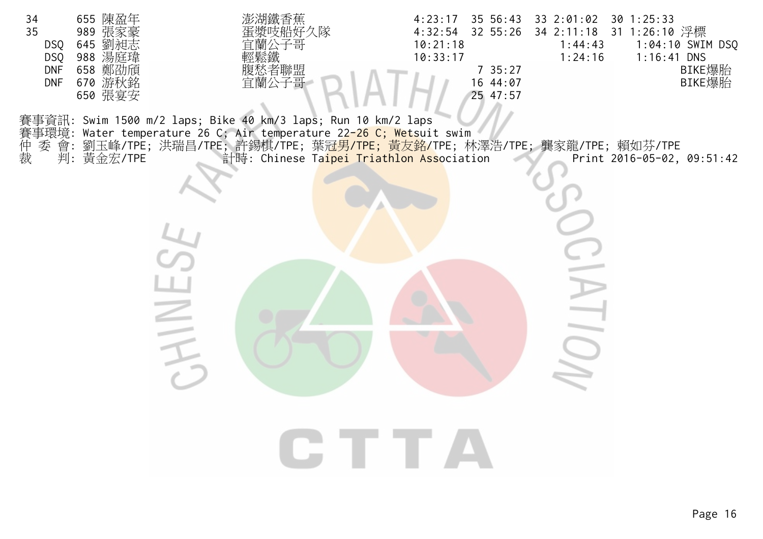| Rank | No. | Name | Team | Total | Swim Rank | Swim | Bike Rank | Bike | Run Rank | Run | Note |
|---|---|---|---|---|---|---|---|---|---|---|---|
| 34 | 655 | 陳盈年 | 澎湖鐵香蕉 | 4:23:17 | 35 | 56:43 | 33 | 2:01:02 | 30 | 1:25:33 | |
| 35 | 989 | 張家豪 | 蛋漿吱船好久隊 | 4:32:54 | 32 | 55:26 | 34 | 2:11:18 | 31 | 1:26:10 | 浮標 |
| DSQ | 645 | 劉昶志 | 宜蘭公子哥 | 10:21:18 | | | | 1:44:43 | | 1:04:10 | SWIM DSQ |
| DSQ | 988 | 湯庭瑋 | 輕鬆鐵 | 10:33:17 | | | | 1:24:16 | | 1:16:41 | DNS |
| DNF | 658 | 鄭劭頎 | 腹愁者聯盟 | | 7 | 35:27 | | | | | BIKE爆胎 |
| DNF | 670 | 游秋銘 | 宜蘭公子哥 | | 16 | 44:07 | | | | | BIKE爆胎 |
| | 650 | 張宴安 | | | 25 | 47:57 | | | | | |

賽事資訊: Swim 1500 m/2 laps; Bike 40 km/3 laps; Run 10 km/2 laps
賽事環境: Water temperature 26 C; Air temperature 22-26 C; Wetsuit swim
仲 委 會: 劉玉峰/TPE; 洪瑞昌/TPE; 許錫棋/TPE; 葉冠男/TPE; 黃友銘/TPE; 林澤浩/TPE; 龔家龍/TPE; 賴如芬/TPE
裁　 判: 黃金宏/TPE　計時: Chinese Taipei Triathlon Association　Print 2016-05-02, 09:51:42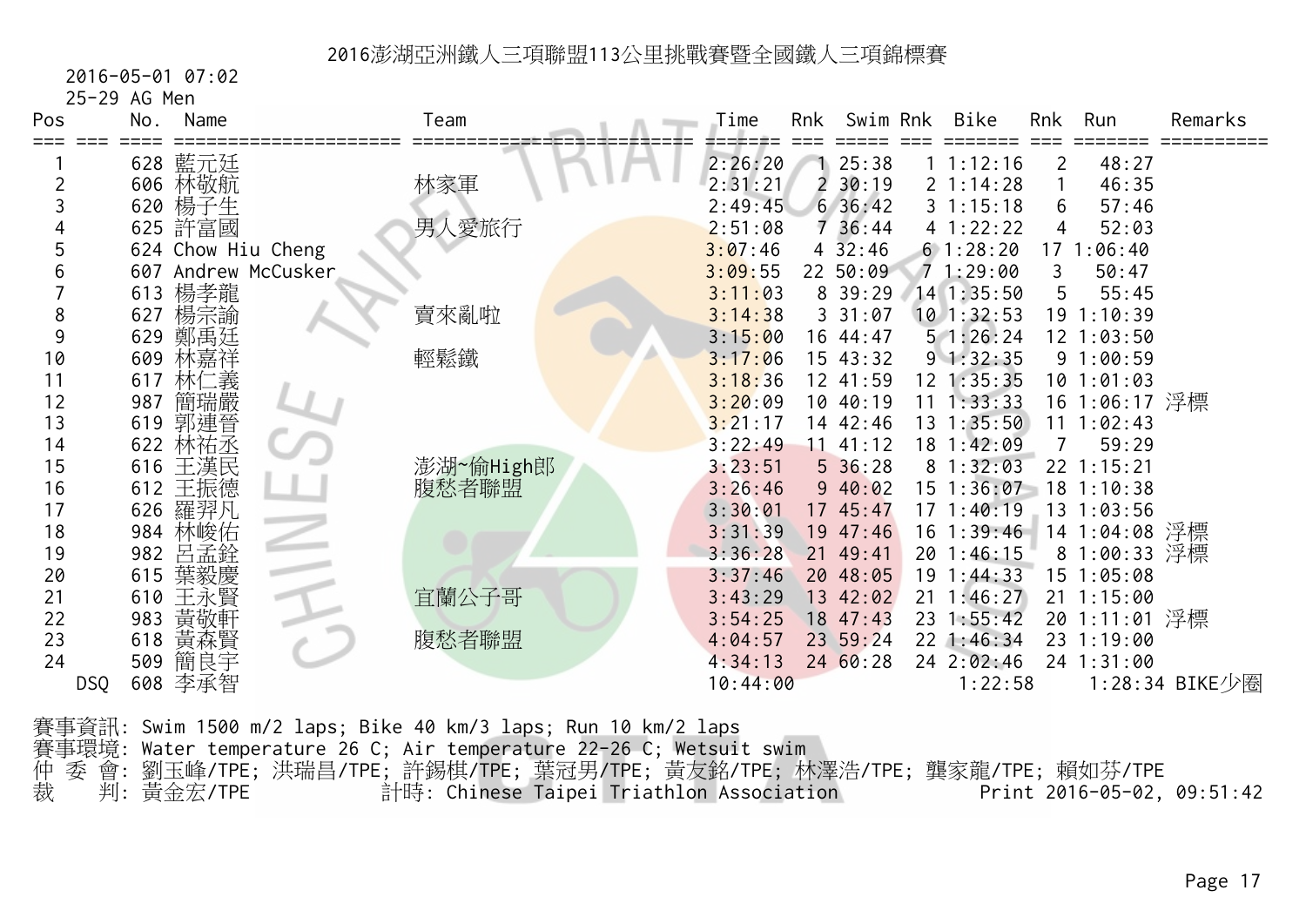# 2016澎湖亞洲鐵人三項聯盟113公里挑戰賽暨全國鐵人三項錦標賽

2016-05-01 07:02

25-29 AG Men

| Pos | No. | Name | Team | Time | Rnk | Swim | Rnk | Bike | Rnk | Run | Remarks |
|---|---|---|---|---|---|---|---|---|---|---|---|
| 1 | 628 | 藍元廷 | | 2:26:20 | 1 | 25:38 | 1 | 1:12:16 | 2 | 48:27 | |
| 2 | 606 | 林敬航 | 林家軍 | 2:31:21 | 2 | 30:19 | 2 | 1:14:28 | 1 | 46:35 | |
| 3 | 620 | 楊子生 | | 2:49:45 | 6 | 36:42 | 3 | 1:15:18 | 6 | 57:46 | |
| 4 | 625 | 許富國 | 男人愛旅行 | 2:51:08 | 7 | 36:44 | 4 | 1:22:22 | 4 | 52:03 | |
| 5 | 624 | Chow Hiu Cheng | | 3:07:46 | 4 | 32:46 | 6 | 1:28:20 | 17 | 1:06:40 | |
| 6 | 607 | Andrew McCusker | | 3:09:55 | 22 | 50:09 | 7 | 1:29:00 | 3 | 50:47 | |
| 7 | 613 | 楊孝龍 | | 3:11:03 | 8 | 39:29 | 14 | 1:35:50 | 5 | 55:45 | |
| 8 | 627 | 楊宗諭 | 賣來亂啦 | 3:14:38 | 3 | 31:07 | 10 | 1:32:53 | 19 | 1:10:39 | |
| 9 | 629 | 鄭禹廷 | | 3:15:00 | 16 | 44:47 | 5 | 1:26:24 | 12 | 1:03:50 | |
| 10 | 609 | 林嘉祥 | 輕鬆鐵 | 3:17:06 | 15 | 43:32 | 9 | 1:32:35 | 9 | 1:00:59 | |
| 11 | 617 | 林仁義 | | 3:18:36 | 12 | 41:59 | 12 | 1:35:35 | 10 | 1:01:03 | |
| 12 | 987 | 簡瑞嚴 | | 3:20:09 | 10 | 40:19 | 11 | 1:33:33 | 16 | 1:06:17 | 浮標 |
| 13 | 619 | 郭連晉 | | 3:21:17 | 14 | 42:46 | 13 | 1:35:50 | 11 | 1:02:43 | |
| 14 | 622 | 林祐丞 | | 3:22:49 | 11 | 41:12 | 18 | 1:42:09 | 7 | 59:29 | |
| 15 | 616 | 王漢民 | 澎湖~偷High郎 | 3:23:51 | 5 | 36:28 | 8 | 1:32:03 | 22 | 1:15:21 | |
| 16 | 612 | 王振德 | 腹愁者聯盟 | 3:26:46 | 9 | 40:02 | 15 | 1:36:07 | 18 | 1:10:38 | |
| 17 | 626 | 羅羿凡 | | 3:30:01 | 17 | 45:47 | 17 | 1:40:19 | 13 | 1:03:56 | |
| 18 | 984 | 林峻佑 | | 3:31:39 | 19 | 47:46 | 16 | 1:39:46 | 14 | 1:04:08 | 浮標 |
| 19 | 982 | 呂孟銓 | | 3:36:28 | 21 | 49:41 | 20 | 1:46:15 | 8 | 1:00:33 | 浮標 |
| 20 | 615 | 葉毅慶 | | 3:37:46 | 20 | 48:05 | 19 | 1:44:33 | 15 | 1:05:08 | |
| 21 | 610 | 王永賢 | 宜蘭公子哥 | 3:43:29 | 13 | 42:02 | 21 | 1:46:27 | 21 | 1:15:00 | |
| 22 | 983 | 黃敬軒 | | 3:54:25 | 18 | 47:43 | 23 | 1:55:42 | 20 | 1:11:01 | 浮標 |
| 23 | 618 | 黃森賢 | 腹愁者聯盟 | 4:04:57 | 23 | 59:24 | 22 | 1:46:34 | 23 | 1:19:00 | |
| 24 | 509 | 簡良宇 | | 4:34:13 | 24 | 60:28 | 24 | 2:02:46 | 24 | 1:31:00 | |
| DSQ | 608 | 李承智 | | 10:44:00 | | | | 1:22:58 | | 1:28:34 | BIKE少圈 |

賽事資訊: Swim 1500 m/2 laps; Bike 40 km/3 laps; Run 10 km/2 laps

賽事環境: Water temperature 26 C; Air temperature 22-26 C; Wetsuit swim

仲 委 會: 劉玉峰/TPE; 洪瑞昌/TPE; 許錫棋/TPE; 葉冠男/TPE; 黃友銘/TPE; 林澤浩/TPE; 龔家龍/TPE; 賴如芬/TPE

裁　　判: 黃金宏/TPE　　計時: Chinese Taipei Triathlon Association　　Print 2016-05-02, 09:51:42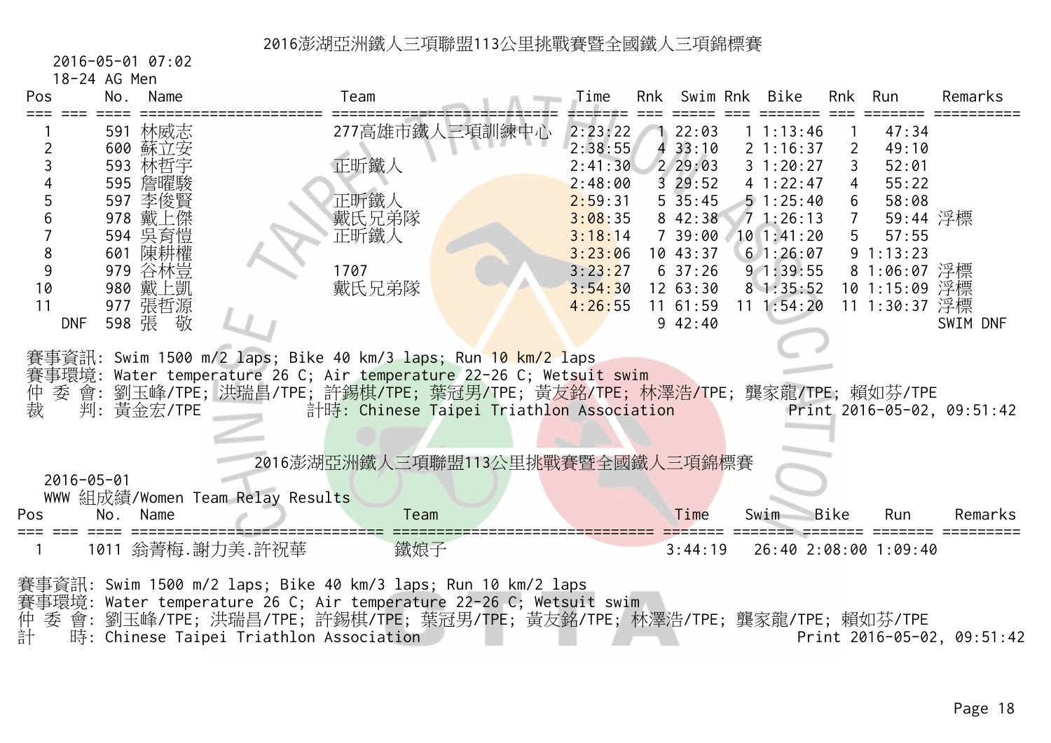# 2016澎湖亞洲鐵人三項聯盟113公里挑戰賽暨全國鐵人三項錦標賽

2016-05-01 07:02

18-24 AG Men

| Pos | No. | Name | Team | Time | Rnk | Swim | Rnk | Bike | Rnk | Run | Remarks |
|---|---|---|---|---|---|---|---|---|---|---|---|
| 1 | 591 | 林威志 | 277高雄市鐵人三項訓練中心 | 2:23:22 | 1 | 22:03 | 1 | 1:13:46 | 1 | 47:34 | |
| 2 | 600 | 蘇立安 | | 2:38:55 | 4 | 33:10 | 2 | 1:16:37 | 2 | 49:10 | |
| 3 | 593 | 林哲宇 | 正昕鐵人 | 2:41:30 | 2 | 29:03 | 3 | 1:20:27 | 3 | 52:01 | |
| 4 | 595 | 詹曜駿 | | 2:48:00 | 3 | 29:52 | 4 | 1:22:47 | 4 | 55:22 | |
| 5 | 597 | 李俊賢 | 正昕鐵人 | 2:59:31 | 5 | 35:45 | 5 | 1:25:40 | 6 | 58:08 | |
| 6 | 978 | 戴上傑 | 戴氏兄弟隊 | 3:08:35 | 8 | 42:38 | 7 | 1:26:13 | 7 | 59:44 | 浮標 |
| 7 | 594 | 吳育愷 | 正昕鐵人 | 3:18:14 | 7 | 39:00 | 10 | 1:41:20 | 5 | 57:55 | |
| 8 | 601 | 陳耕權 | | 3:23:06 | 10 | 43:37 | 6 | 1:26:07 | 9 | 1:13:23 | |
| 9 | 979 | 谷林豈 | 1707 | 3:23:27 | 6 | 37:26 | 9 | 1:39:55 | 8 | 1:06:07 | 浮標 |
| 10 | 980 | 戴上凱 | 戴氏兄弟隊 | 3:54:30 | 12 | 63:30 | 8 | 1:35:52 | 10 | 1:15:09 | 浮標 |
| 11 | 977 | 張哲源 | | 4:26:55 | 11 | 61:59 | 11 | 1:54:20 | 11 | 1:30:37 | 浮標 |
| DNF | 598 | 張　敬 | | | 9 | 42:40 | | | | | SWIM DNF |

賽事資訊: Swim 1500 m/2 laps; Bike 40 km/3 laps; Run 10 km/2 laps
賽事環境: Water temperature 26 C; Air temperature 22-26 C; Wetsuit swim
仲 委 會: 劉玉峰/TPE; 洪瑞昌/TPE; 許錫棋/TPE; 葉冠男/TPE; 黃友銘/TPE; 林澤浩/TPE; 龔家龍/TPE; 賴如芬/TPE
裁　　判: 黃金宏/TPE　　計時: Chinese Taipei Triathlon Association　　Print 2016-05-02, 09:51:42

# 2016澎湖亞洲鐵人三項聯盟113公里挑戰賽暨全國鐵人三項錦標賽

2016-05-01

WWW 組成績/Women Team Relay Results

| Pos | No. | Name | Team | Time | Swim | Bike | Run | Remarks |
|---|---|---|---|---|---|---|---|---|
| 1 | 1011 | 翁菁梅.謝力美.許祝華 | 鐵娘子 | 3:44:19 | 26:40 | 2:08:00 | 1:09:40 | |

賽事資訊: Swim 1500 m/2 laps; Bike 40 km/3 laps; Run 10 km/2 laps
賽事環境: Water temperature 26 C; Air temperature 22-26 C; Wetsuit swim
仲 委 會: 劉玉峰/TPE; 洪瑞昌/TPE; 許錫棋/TPE; 葉冠男/TPE; 黃友銘/TPE; 林澤浩/TPE; 龔家龍/TPE; 賴如芬/TPE
計　　時: Chinese Taipei Triathlon Association　　Print 2016-05-02, 09:51:42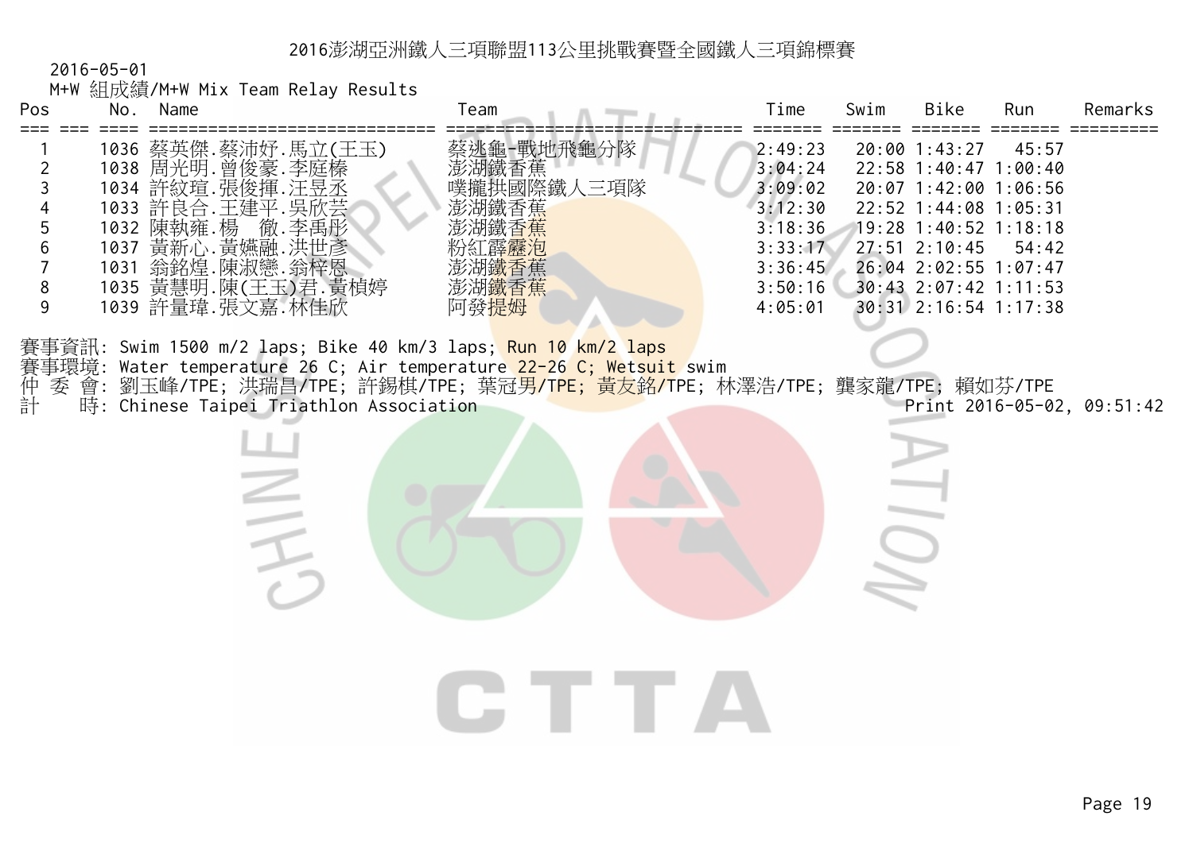# 2016澎湖亞洲鐵人三項聯盟113公里挑戰賽暨全國鐵人三項錦標賽

2016-05-01

M+W 組成績/M+W Mix Team Relay Results

| Pos | | No. | Name | Team | Time | Swim | Bike | Run | Remarks |
|---|---|---|---|---|---|---|---|---|---|
| 1 | | 1036 | 蔡英傑.蔡沛妤.馬立(王玉) | 蔡逃龜-戰地飛龜分隊 | 2:49:23 | 20:00 | 1:43:27 | 45:57 | |
| 2 | | 1038 | 周光明.曾俊豪.李庭榛 | 澎湖鐵香蕉 | 3:04:24 | 22:58 | 1:40:47 | 1:00:40 | |
| 3 | | 1034 | 許紋瑄.張俊揮.汪昱丞 | 噗攏拱國際鐵人三項隊 | 3:09:02 | 20:07 | 1:42:00 | 1:06:56 | |
| 4 | | 1033 | 許良合.王建平.吳欣芸 | 澎湖鐵香蕉 | 3:12:30 | 22:52 | 1:44:08 | 1:05:31 | |
| 5 | | 1032 | 陳執雍.楊　徹.李禹彤 | 澎湖鐵香蕉 | 3:18:36 | 19:28 | 1:40:52 | 1:18:18 | |
| 6 | | 1037 | 黃新心.黃嫣融.洪世彥 | 粉紅霹靂泡 | 3:33:17 | 27:51 | 2:10:45 | 54:42 | |
| 7 | | 1031 | 翁銘煌.陳淑戀.翁梓恩 | 澎湖鐵香蕉 | 3:36:45 | 26:04 | 2:02:55 | 1:07:47 | |
| 8 | | 1035 | 黃慧明.陳(王玉)君.黃楨婷 | 澎湖鐵香蕉 | 3:50:16 | 30:43 | 2:07:42 | 1:11:53 | |
| 9 | | 1039 | 許量瑋.張文嘉.林佳欣 | 阿發提姆 | 4:05:01 | 30:31 | 2:16:54 | 1:17:38 | |

賽事資訊: Swim 1500 m/2 laps; Bike 40 km/3 laps; Run 10 km/2 laps

賽事環境: Water temperature 26 C; Air temperature 22-26 C; Wetsuit swim

仲 委 會: 劉玉峰/TPE; 洪瑞昌/TPE; 許錫棋/TPE; 葉冠男/TPE; 黃友銘/TPE; 林澤浩/TPE; 龔家龍/TPE; 賴如芬/TPE

計　　時: Chinese Taipei Triathlon Association　　　　Print 2016-05-02, 09:51:42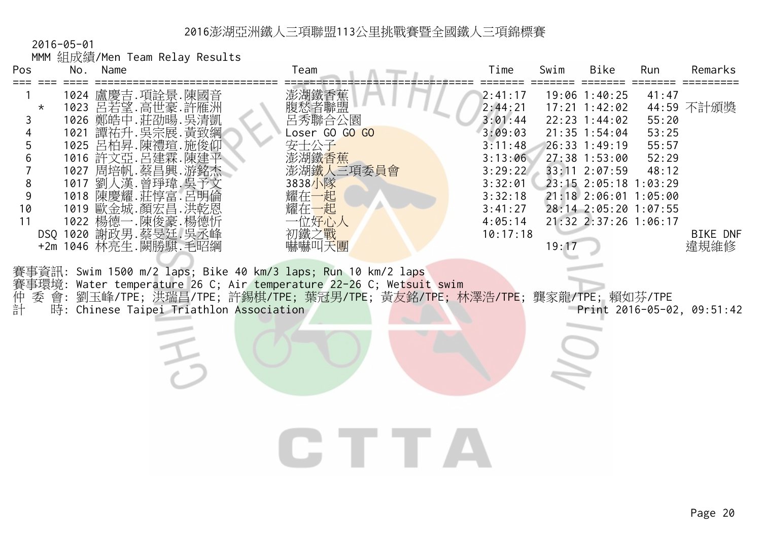# 2016澎湖亞洲鐵人三項聯盟113公里挑戰賽暨全國鐵人三項錦標賽

2016-05-01

MMM 組成績/Men Team Relay Results

| Pos | | No. | Name | Team | Time | Swim | Bike | Run | Remarks |
|---|---|---|---|---|---|---|---|---|---|
| 1 | | 1024 | 盧慶吉.項詮景.陳國音 | 澎湖鐵香蕉 | 2:41:17 | 19:06 | 1:40:25 | 41:47 | |
| | * | 1023 | 呂若望.高世豪.許雁洲 | 腹愁者聯盟 | 2:44:21 | 17:21 | 1:42:02 | 44:59 | 不計頒獎 |
| 3 | | 1026 | 鄭皓中.莊劭暘.吳清凱 | 呂秀聯合公園 | 3:01:44 | 22:23 | 1:44:02 | 55:20 | |
| 4 | | 1021 | 譚祐升.吳宗展.黃致綱 | Loser GO GO GO | 3:09:03 | 21:35 | 1:54:04 | 53:25 | |
| 5 | | 1025 | 呂柏昇.陳禮瑄.施俊仰 | 安士公子 | 3:11:48 | 26:33 | 1:49:19 | 55:57 | |
| 6 | | 1016 | 許文亞.呂建霖.陳建平 | 澎湖鐵香蕉 | 3:13:06 | 27:38 | 1:53:00 | 52:29 | |
| 7 | | 1027 | 周培帆.蔡昌興.游銘杰 | 澎湖鐵人三項委員會 | 3:29:22 | 33:11 | 2:07:59 | 48:12 | |
| 8 | | 1017 | 劉人漢.曾琤瑋.吳予文 | 3838小隊 | 3:32:01 | 23:15 | 2:05:18 | 1:03:29 | |
| 9 | | 1018 | 陳慶耀.莊惇富.呂明倫 | 耀在一起 | 3:32:18 | 21:18 | 2:06:01 | 1:05:00 | |
| 10 | | 1019 | 歐金城.顏宏昌.洪乾恩 | 耀在一起 | 3:41:27 | 28:14 | 2:05:20 | 1:07:55 | |
| 11 | | 1022 | 楊德一.陳俊豪.楊德忻 | 一位好心人 | 4:05:14 | 21:32 | 2:37:26 | 1:06:17 | |
| | DSQ | 1020 | 謝政男.蔡旻廷.吳丞峰 | 初鐵之戰 | 10:17:18 | | | | BIKE DNF |
| | +2m | 1046 | 林亮生.闕勝騏.毛昭綱 | 嚇嚇叫天團 | | 19:17 | | | 違規維修 |

賽事資訊: Swim 1500 m/2 laps; Bike 40 km/3 laps; Run 10 km/2 laps

賽事環境: Water temperature 26 C; Air temperature 22-26 C; Wetsuit swim

仲 委 會: 劉玉峰/TPE; 洪瑞昌/TPE; 許錫棋/TPE; 葉冠男/TPE; 黃友銘/TPE; 林澤浩/TPE; 龔家龍/TPE; 賴如芬/TPE

計 時: Chinese Taipei Triathlon Association

Print 2016-05-02, 09:51:42